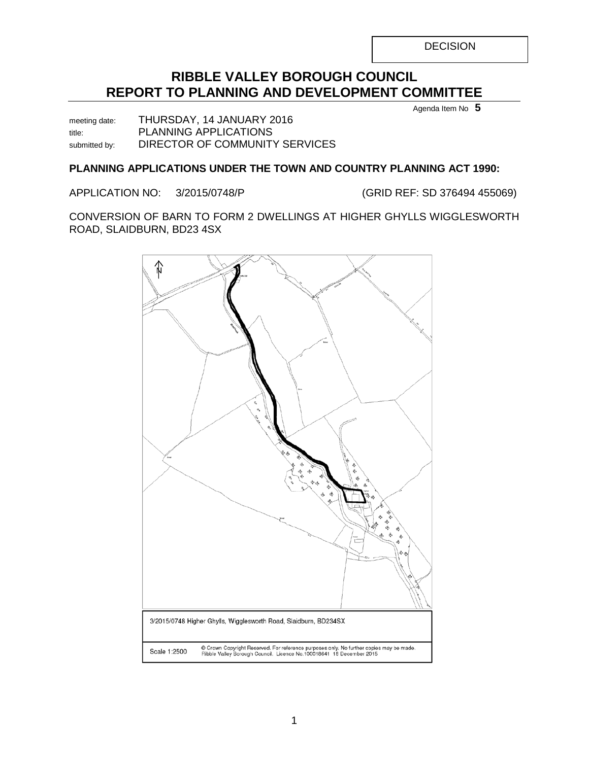DECISION

# RIBBLE VALLEY BOROUGH COUNCIL
# REPORT TO PLANNING AND DEVELOPMENT COMMITTEE

Agenda Item No **5**

meeting date: THURSDAY, 14 JANUARY 2016
title: PLANNING APPLICATIONS
submitted by: DIRECTOR OF COMMUNITY SERVICES

**PLANNING APPLICATIONS UNDER THE TOWN AND COUNTRY PLANNING ACT 1990:**

APPLICATION NO: 3/2015/0748/P (GRID REF: SD 376494 455069)

CONVERSION OF BARN TO FORM 2 DWELLINGS AT HIGHER GHYLLS WIGGLESWORTH ROAD, SLAIDBURN, BD23 4SX

3/2015/0748 Higher Ghylls, Wigglesworth Road, Slaidburn, BD234SX

Scale 1:2500 © Crown Copyright Reserved. For reference purposes only. No further copies may be made. Ribble Valley Borough Council. Licence No.100018641 18 December 2015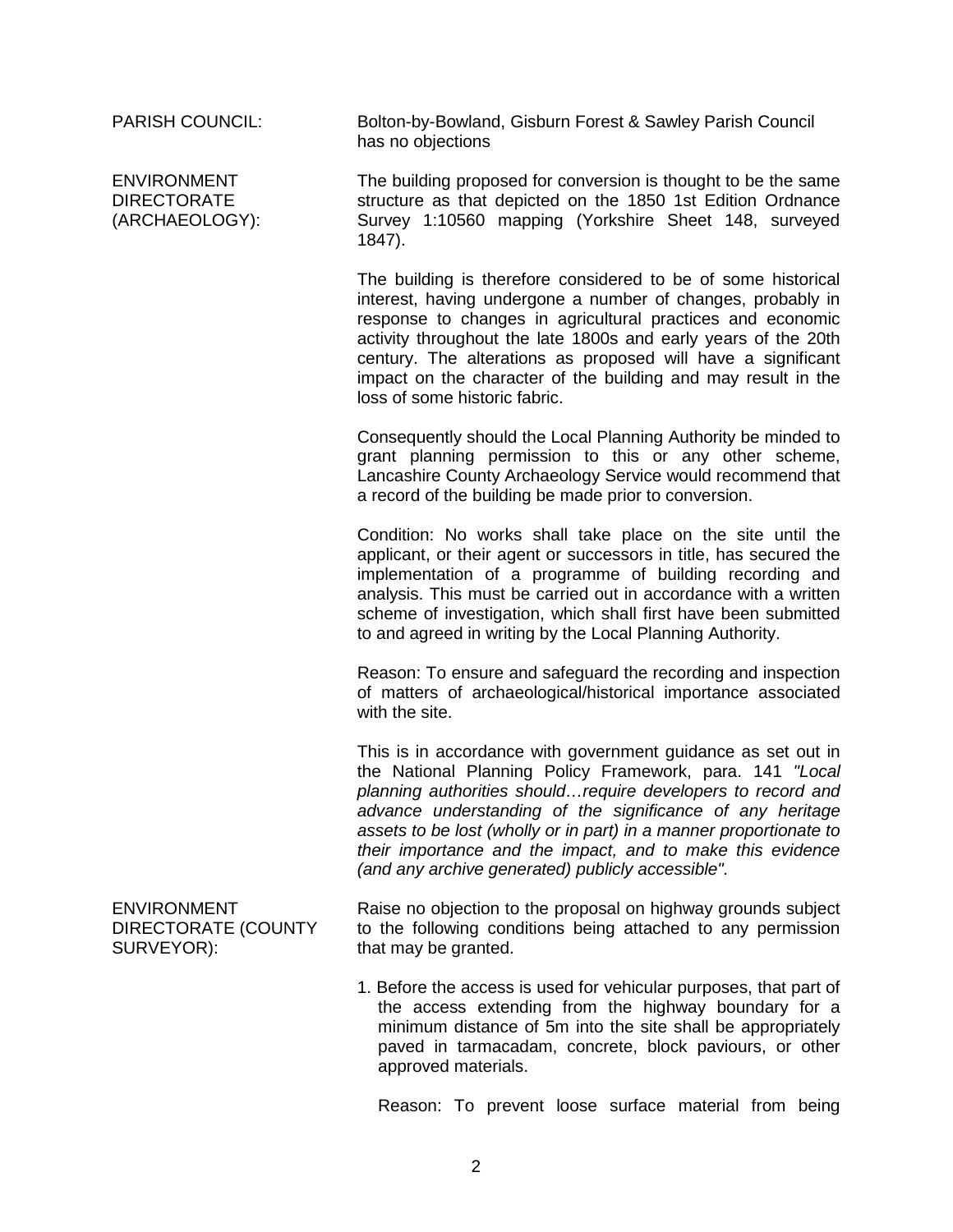**PARISH COUNCIL:**

Bolton-by-Bowland, Gisburn Forest & Sawley Parish Council has no objections

**ENVIRONMENT DIRECTORATE (ARCHAEOLOGY):**

The building proposed for conversion is thought to be the same structure as that depicted on the 1850 1st Edition Ordnance Survey 1:10560 mapping (Yorkshire Sheet 148, surveyed 1847).

The building is therefore considered to be of some historical interest, having undergone a number of changes, probably in response to changes in agricultural practices and economic activity throughout the late 1800s and early years of the 20th century. The alterations as proposed will have a significant impact on the character of the building and may result in the loss of some historic fabric.

Consequently should the Local Planning Authority be minded to grant planning permission to this or any other scheme, Lancashire County Archaeology Service would recommend that a record of the building be made prior to conversion.

Condition: No works shall take place on the site until the applicant, or their agent or successors in title, has secured the implementation of a programme of building recording and analysis. This must be carried out in accordance with a written scheme of investigation, which shall first have been submitted to and agreed in writing by the Local Planning Authority.

Reason: To ensure and safeguard the recording and inspection of matters of archaeological/historical importance associated with the site.

This is in accordance with government guidance as set out in the National Planning Policy Framework, para. 141 *"Local planning authorities should…require developers to record and advance understanding of the significance of any heritage assets to be lost (wholly or in part) in a manner proportionate to their importance and the impact, and to make this evidence (and any archive generated) publicly accessible".*

**ENVIRONMENT DIRECTORATE (COUNTY SURVEYOR):**

Raise no objection to the proposal on highway grounds subject to the following conditions being attached to any permission that may be granted.

1. Before the access is used for vehicular purposes, that part of the access extending from the highway boundary for a minimum distance of 5m into the site shall be appropriately paved in tarmacadam, concrete, block paviours, or other approved materials.

   Reason: To prevent loose surface material from being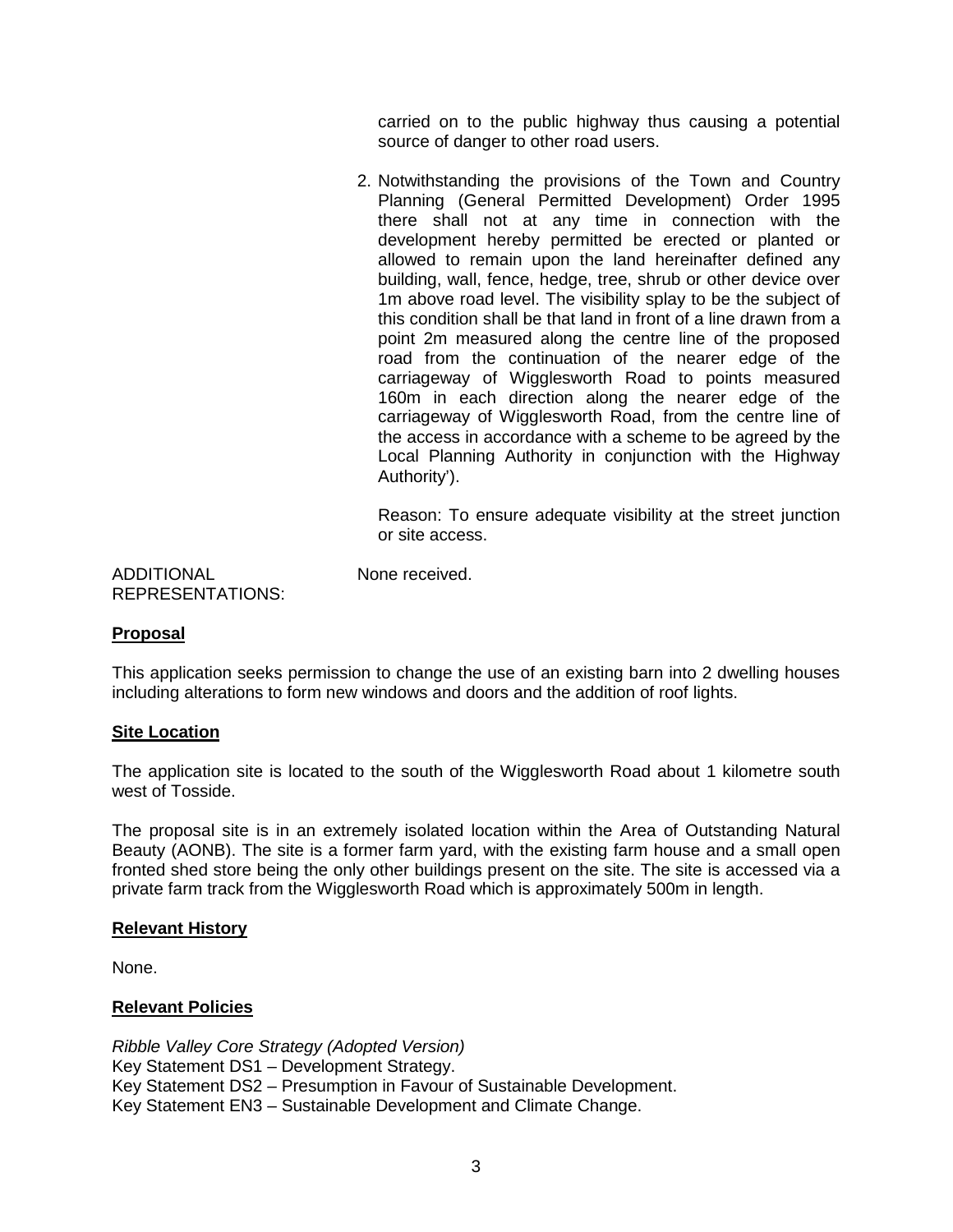carried on to the public highway thus causing a potential source of danger to other road users.

2. Notwithstanding the provisions of the Town and Country Planning (General Permitted Development) Order 1995 there shall not at any time in connection with the development hereby permitted be erected or planted or allowed to remain upon the land hereinafter defined any building, wall, fence, hedge, tree, shrub or other device over 1m above road level. The visibility splay to be the subject of this condition shall be that land in front of a line drawn from a point 2m measured along the centre line of the proposed road from the continuation of the nearer edge of the carriageway of Wigglesworth Road to points measured 160m in each direction along the nearer edge of the carriageway of Wigglesworth Road, from the centre line of the access in accordance with a scheme to be agreed by the Local Planning Authority in conjunction with the Highway Authority').

   Reason: To ensure adequate visibility at the street junction or site access.

ADDITIONAL REPRESENTATIONS: None received.

**Proposal**

This application seeks permission to change the use of an existing barn into 2 dwelling houses including alterations to form new windows and doors and the addition of roof lights.

**Site Location**

The application site is located to the south of the Wigglesworth Road about 1 kilometre south west of Tosside.

The proposal site is in an extremely isolated location within the Area of Outstanding Natural Beauty (AONB). The site is a former farm yard, with the existing farm house and a small open fronted shed store being the only other buildings present on the site. The site is accessed via a private farm track from the Wigglesworth Road which is approximately 500m in length.

**Relevant History**

None.

**Relevant Policies**

*Ribble Valley Core Strategy (Adopted Version)*
Key Statement DS1 – Development Strategy.
Key Statement DS2 – Presumption in Favour of Sustainable Development.
Key Statement EN3 – Sustainable Development and Climate Change.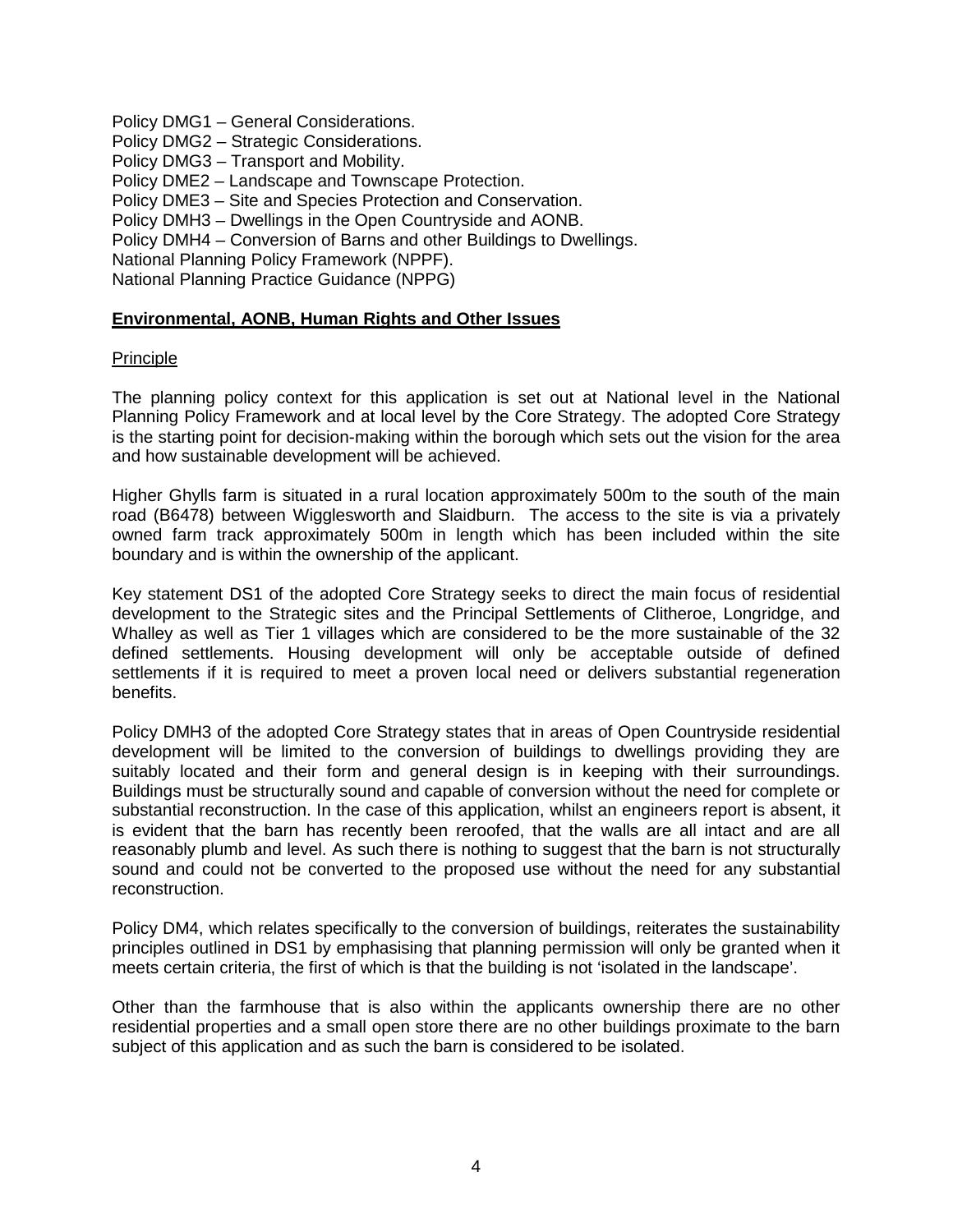Policy DMG1 – General Considerations.
Policy DMG2 – Strategic Considerations.
Policy DMG3 – Transport and Mobility.
Policy DME2 – Landscape and Townscape Protection.
Policy DME3 – Site and Species Protection and Conservation.
Policy DMH3 – Dwellings in the Open Countryside and AONB.
Policy DMH4 – Conversion of Barns and other Buildings to Dwellings.
National Planning Policy Framework (NPPF).
National Planning Practice Guidance (NPPG)

**Environmental, AONB, Human Rights and Other Issues**

Principle

The planning policy context for this application is set out at National level in the National Planning Policy Framework and at local level by the Core Strategy. The adopted Core Strategy is the starting point for decision-making within the borough which sets out the vision for the area and how sustainable development will be achieved.

Higher Ghylls farm is situated in a rural location approximately 500m to the south of the main road (B6478) between Wigglesworth and Slaidburn. The access to the site is via a privately owned farm track approximately 500m in length which has been included within the site boundary and is within the ownership of the applicant.

Key statement DS1 of the adopted Core Strategy seeks to direct the main focus of residential development to the Strategic sites and the Principal Settlements of Clitheroe, Longridge, and Whalley as well as Tier 1 villages which are considered to be the more sustainable of the 32 defined settlements. Housing development will only be acceptable outside of defined settlements if it is required to meet a proven local need or delivers substantial regeneration benefits.

Policy DMH3 of the adopted Core Strategy states that in areas of Open Countryside residential development will be limited to the conversion of buildings to dwellings providing they are suitably located and their form and general design is in keeping with their surroundings. Buildings must be structurally sound and capable of conversion without the need for complete or substantial reconstruction. In the case of this application, whilst an engineers report is absent, it is evident that the barn has recently been reroofed, that the walls are all intact and are all reasonably plumb and level. As such there is nothing to suggest that the barn is not structurally sound and could not be converted to the proposed use without the need for any substantial reconstruction.

Policy DM4, which relates specifically to the conversion of buildings, reiterates the sustainability principles outlined in DS1 by emphasising that planning permission will only be granted when it meets certain criteria, the first of which is that the building is not 'isolated in the landscape'.

Other than the farmhouse that is also within the applicants ownership there are no other residential properties and a small open store there are no other buildings proximate to the barn subject of this application and as such the barn is considered to be isolated.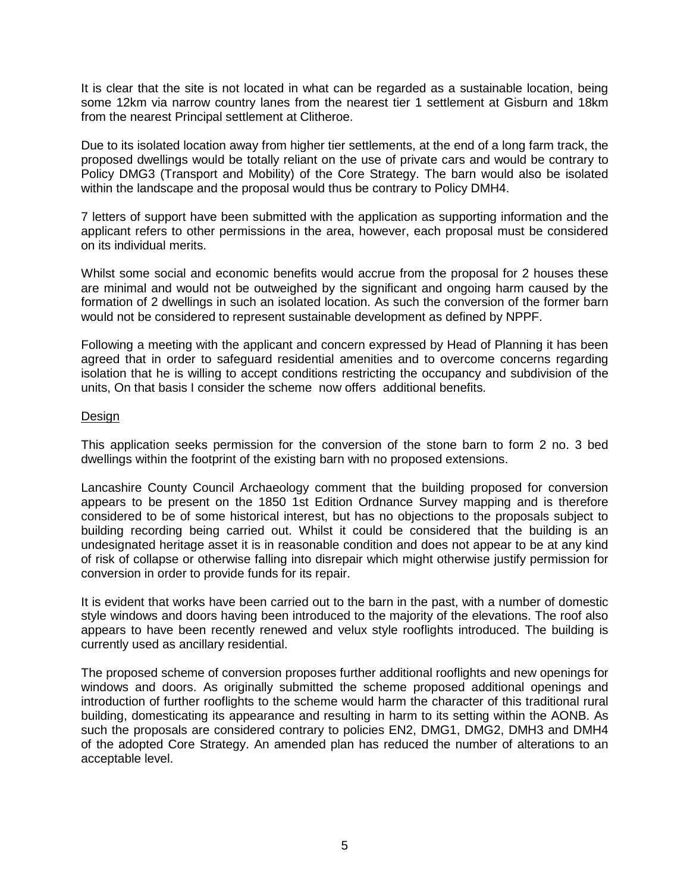It is clear that the site is not located in what can be regarded as a sustainable location, being some 12km via narrow country lanes from the nearest tier 1 settlement at Gisburn and 18km from the nearest Principal settlement at Clitheroe.

Due to its isolated location away from higher tier settlements, at the end of a long farm track, the proposed dwellings would be totally reliant on the use of private cars and would be contrary to Policy DMG3 (Transport and Mobility) of the Core Strategy. The barn would also be isolated within the landscape and the proposal would thus be contrary to Policy DMH4.

7 letters of support have been submitted with the application as supporting information and the applicant refers to other permissions in the area, however, each proposal must be considered on its individual merits.

Whilst some social and economic benefits would accrue from the proposal for 2 houses these are minimal and would not be outweighed by the significant and ongoing harm caused by the formation of 2 dwellings in such an isolated location. As such the conversion of the former barn would not be considered to represent sustainable development as defined by NPPF.

Following a meeting with the applicant and concern expressed by Head of Planning it has been agreed that in order to safeguard residential amenities and to overcome concerns regarding isolation that he is willing to accept conditions restricting the occupancy and subdivision of the units, On that basis I consider the scheme now offers additional benefits.

<u>Design</u>

This application seeks permission for the conversion of the stone barn to form 2 no. 3 bed dwellings within the footprint of the existing barn with no proposed extensions.

Lancashire County Council Archaeology comment that the building proposed for conversion appears to be present on the 1850 1st Edition Ordnance Survey mapping and is therefore considered to be of some historical interest, but has no objections to the proposals subject to building recording being carried out. Whilst it could be considered that the building is an undesignated heritage asset it is in reasonable condition and does not appear to be at any kind of risk of collapse or otherwise falling into disrepair which might otherwise justify permission for conversion in order to provide funds for its repair.

It is evident that works have been carried out to the barn in the past, with a number of domestic style windows and doors having been introduced to the majority of the elevations. The roof also appears to have been recently renewed and velux style rooflights introduced. The building is currently used as ancillary residential.

The proposed scheme of conversion proposes further additional rooflights and new openings for windows and doors. As originally submitted the scheme proposed additional openings and introduction of further rooflights to the scheme would harm the character of this traditional rural building, domesticating its appearance and resulting in harm to its setting within the AONB. As such the proposals are considered contrary to policies EN2, DMG1, DMG2, DMH3 and DMH4 of the adopted Core Strategy. An amended plan has reduced the number of alterations to an acceptable level.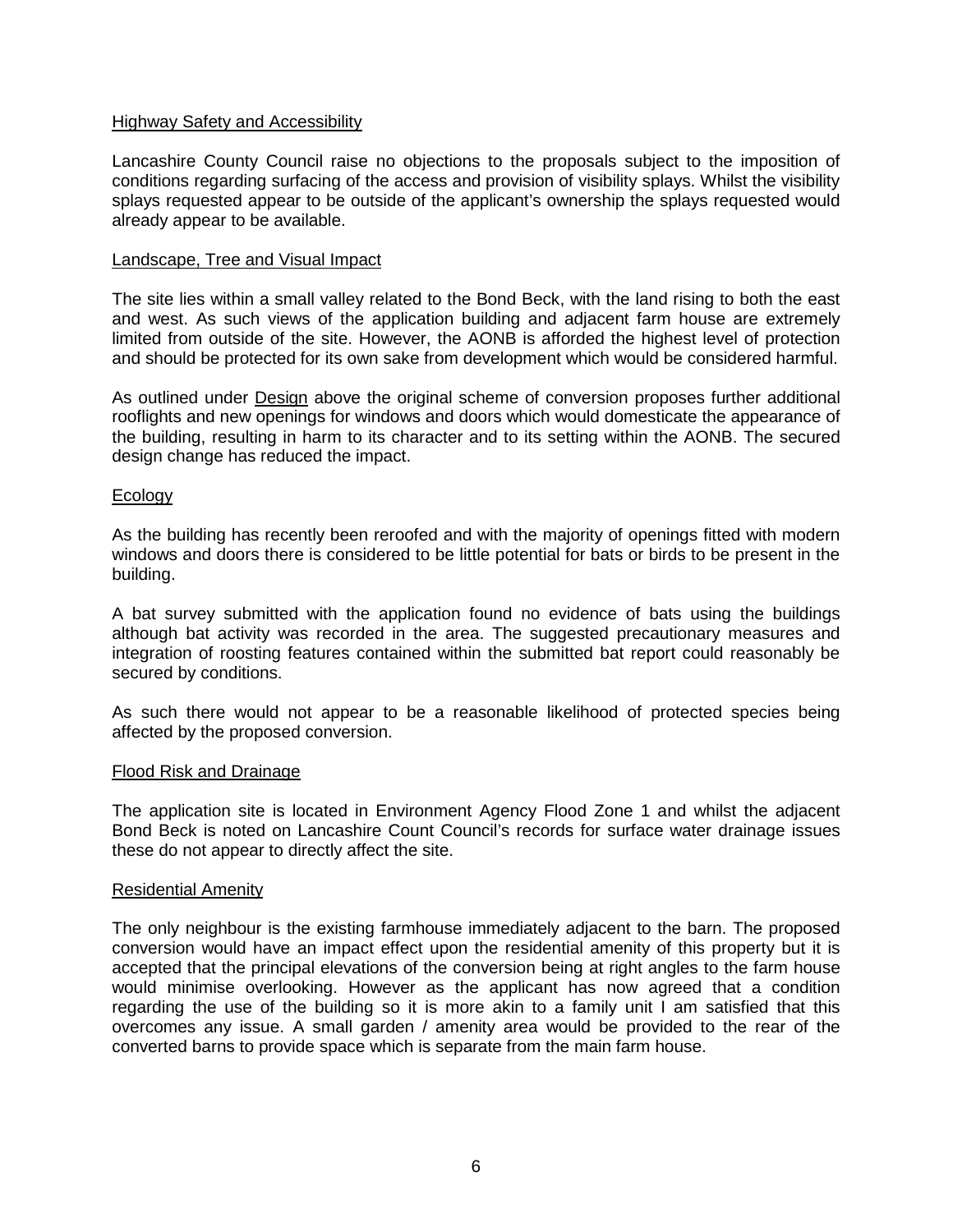## Highway Safety and Accessibility

Lancashire County Council raise no objections to the proposals subject to the imposition of conditions regarding surfacing of the access and provision of visibility splays. Whilst the visibility splays requested appear to be outside of the applicant's ownership the splays requested would already appear to be available.

## Landscape, Tree and Visual Impact

The site lies within a small valley related to the Bond Beck, with the land rising to both the east and west. As such views of the application building and adjacent farm house are extremely limited from outside of the site. However, the AONB is afforded the highest level of protection and should be protected for its own sake from development which would be considered harmful.

As outlined under Design above the original scheme of conversion proposes further additional rooflights and new openings for windows and doors which would domesticate the appearance of the building, resulting in harm to its character and to its setting within the AONB. The secured design change has reduced the impact.

## Ecology

As the building has recently been reroofed and with the majority of openings fitted with modern windows and doors there is considered to be little potential for bats or birds to be present in the building.

A bat survey submitted with the application found no evidence of bats using the buildings although bat activity was recorded in the area. The suggested precautionary measures and integration of roosting features contained within the submitted bat report could reasonably be secured by conditions.

As such there would not appear to be a reasonable likelihood of protected species being affected by the proposed conversion.

## Flood Risk and Drainage

The application site is located in Environment Agency Flood Zone 1 and whilst the adjacent Bond Beck is noted on Lancashire Count Council's records for surface water drainage issues these do not appear to directly affect the site.

## Residential Amenity

The only neighbour is the existing farmhouse immediately adjacent to the barn. The proposed conversion would have an impact effect upon the residential amenity of this property but it is accepted that the principal elevations of the conversion being at right angles to the farm house would minimise overlooking. However as the applicant has now agreed that a condition regarding the use of the building so it is more akin to a family unit I am satisfied that this overcomes any issue. A small garden / amenity area would be provided to the rear of the converted barns to provide space which is separate from the main farm house.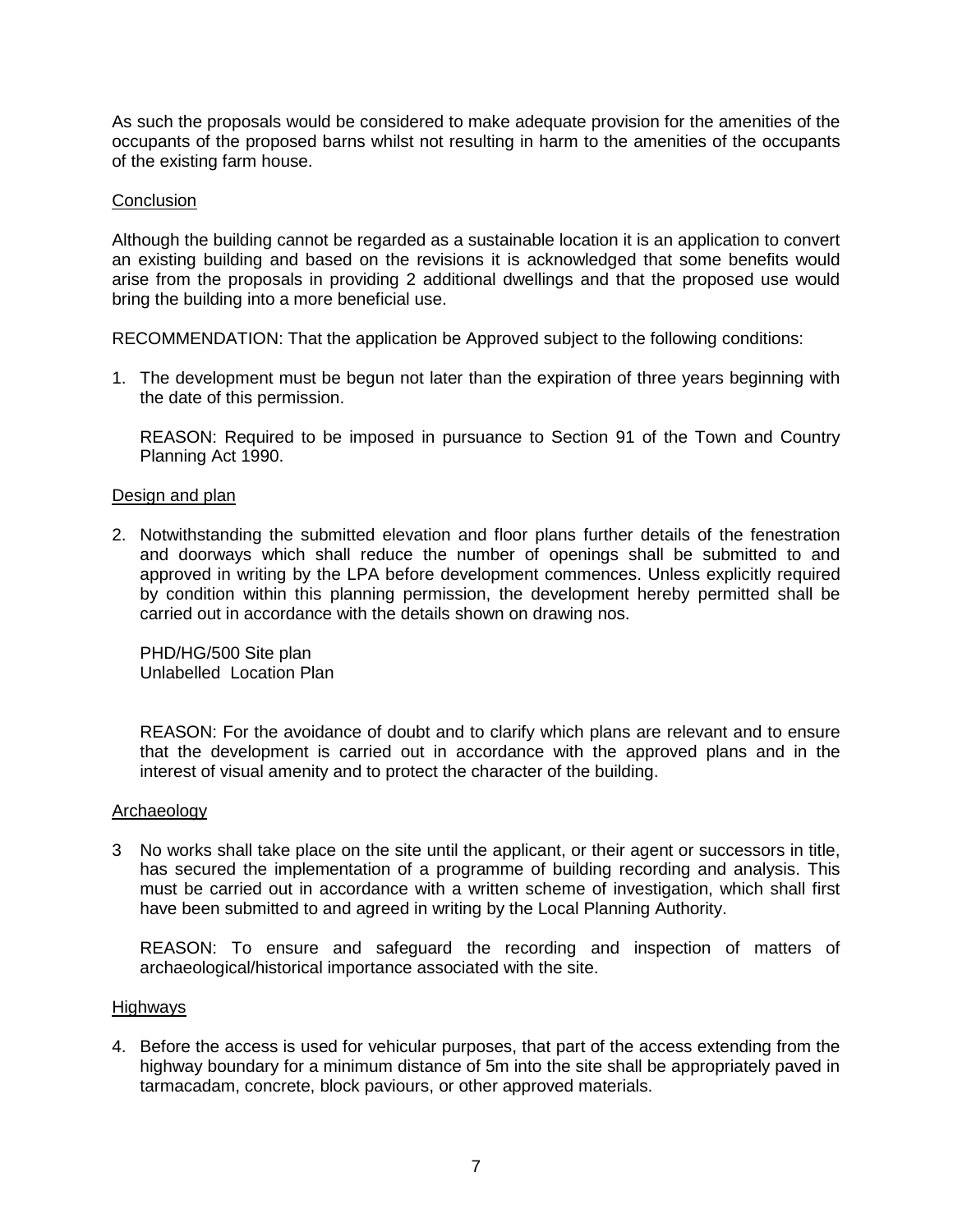As such the proposals would be considered to make adequate provision for the amenities of the occupants of the proposed barns whilst not resulting in harm to the amenities of the occupants of the existing farm house.

## Conclusion

Although the building cannot be regarded as a sustainable location it is an application to convert an existing building and based on the revisions it is acknowledged that some benefits would arise from the proposals in providing 2 additional dwellings and that the proposed use would bring the building into a more beneficial use.

RECOMMENDATION: That the application be Approved subject to the following conditions:

1. The development must be begun not later than the expiration of three years beginning with the date of this permission.

   REASON: Required to be imposed in pursuance to Section 91 of the Town and Country Planning Act 1990.

## Design and plan

2. Notwithstanding the submitted elevation and floor plans further details of the fenestration and doorways which shall reduce the number of openings shall be submitted to and approved in writing by the LPA before development commences. Unless explicitly required by condition within this planning permission, the development hereby permitted shall be carried out in accordance with the details shown on drawing nos.

   PHD/HG/500 Site plan
   Unlabelled Location Plan

   REASON: For the avoidance of doubt and to clarify which plans are relevant and to ensure that the development is carried out in accordance with the approved plans and in the interest of visual amenity and to protect the character of the building.

## Archaeology

3 No works shall take place on the site until the applicant, or their agent or successors in title, has secured the implementation of a programme of building recording and analysis. This must be carried out in accordance with a written scheme of investigation, which shall first have been submitted to and agreed in writing by the Local Planning Authority.

   REASON: To ensure and safeguard the recording and inspection of matters of archaeological/historical importance associated with the site.

## Highways

4. Before the access is used for vehicular purposes, that part of the access extending from the highway boundary for a minimum distance of 5m into the site shall be appropriately paved in tarmacadam, concrete, block paviours, or other approved materials.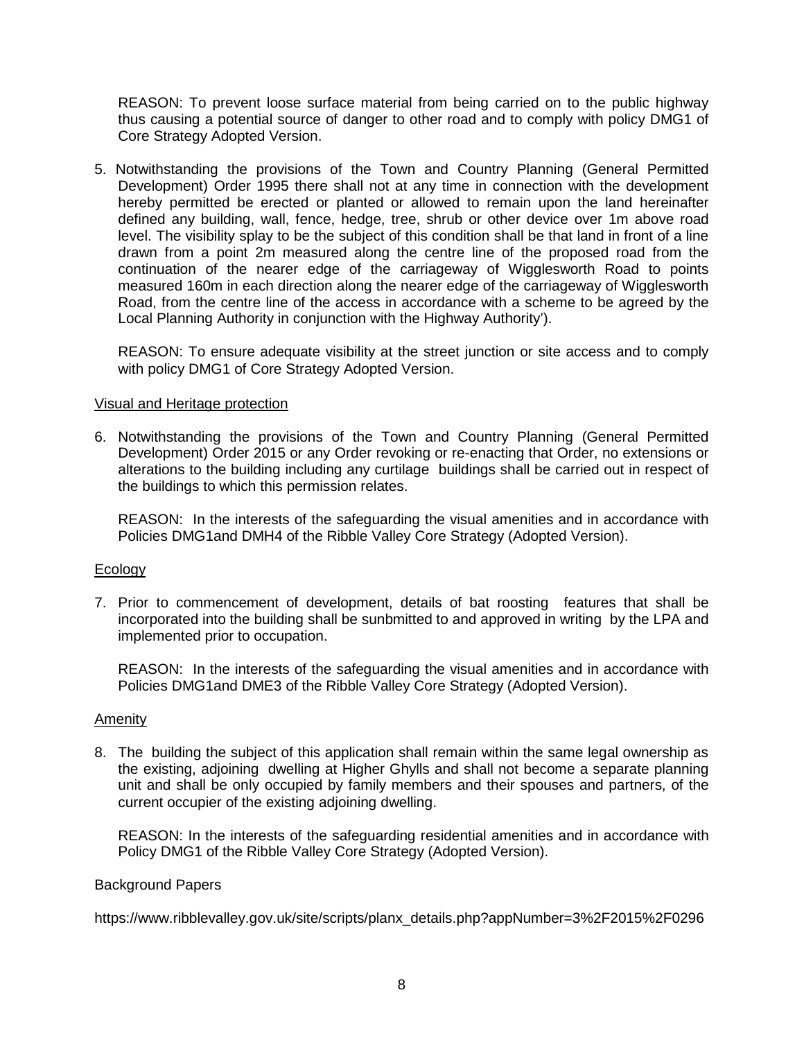REASON: To prevent loose surface material from being carried on to the public highway thus causing a potential source of danger to other road and to comply with policy DMG1 of Core Strategy Adopted Version.

5. Notwithstanding the provisions of the Town and Country Planning (General Permitted Development) Order 1995 there shall not at any time in connection with the development hereby permitted be erected or planted or allowed to remain upon the land hereinafter defined any building, wall, fence, hedge, tree, shrub or other device over 1m above road level. The visibility splay to be the subject of this condition shall be that land in front of a line drawn from a point 2m measured along the centre line of the proposed road from the continuation of the nearer edge of the carriageway of Wigglesworth Road to points measured 160m in each direction along the nearer edge of the carriageway of Wigglesworth Road, from the centre line of the access in accordance with a scheme to be agreed by the Local Planning Authority in conjunction with the Highway Authority').

   REASON: To ensure adequate visibility at the street junction or site access and to comply with policy DMG1 of Core Strategy Adopted Version.

Visual and Heritage protection

6. Notwithstanding the provisions of the Town and Country Planning (General Permitted Development) Order 2015 or any Order revoking or re-enacting that Order, no extensions or alterations to the building including any curtilage buildings shall be carried out in respect of the buildings to which this permission relates.

   REASON: In the interests of the safeguarding the visual amenities and in accordance with Policies DMG1and DMH4 of the Ribble Valley Core Strategy (Adopted Version).

Ecology

7. Prior to commencement of development, details of bat roosting features that shall be incorporated into the building shall be sunbmitted to and approved in writing by the LPA and implemented prior to occupation.

   REASON: In the interests of the safeguarding the visual amenities and in accordance with Policies DMG1and DME3 of the Ribble Valley Core Strategy (Adopted Version).

Amenity

8. The building the subject of this application shall remain within the same legal ownership as the existing, adjoining dwelling at Higher Ghylls and shall not become a separate planning unit and shall be only occupied by family members and their spouses and partners, of the current occupier of the existing adjoining dwelling.

   REASON: In the interests of the safeguarding residential amenities and in accordance with Policy DMG1 of the Ribble Valley Core Strategy (Adopted Version).

Background Papers

https://www.ribblevalley.gov.uk/site/scripts/planx_details.php?appNumber=3%2F2015%2F0296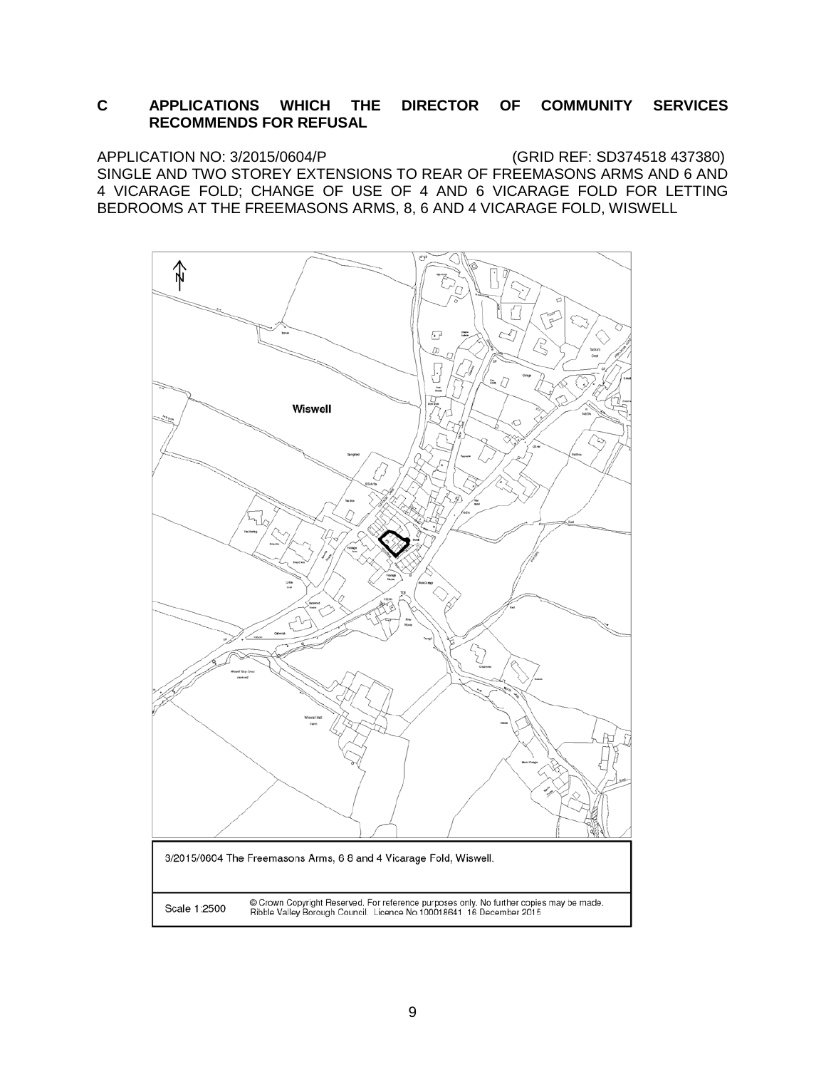## C APPLICATIONS WHICH THE DIRECTOR OF COMMUNITY SERVICES RECOMMENDS FOR REFUSAL

APPLICATION NO: 3/2015/0604/P (GRID REF: SD374518 437380)
SINGLE AND TWO STOREY EXTENSIONS TO REAR OF FREEMASONS ARMS AND 6 AND 4 VICARAGE FOLD; CHANGE OF USE OF 4 AND 6 VICARAGE FOLD FOR LETTING BEDROOMS AT THE FREEMASONS ARMS, 8, 6 AND 4 VICARAGE FOLD, WISWELL

3/2015/0604 The Freemasons Arms, 6 8 and 4 Vicarage Fold, Wiswell.

Scale 1:2500 © Crown Copyright Reserved. For reference purposes only. No further copies may be made. Ribble Valley Borough Council. Licence No 100018641 16 December 2015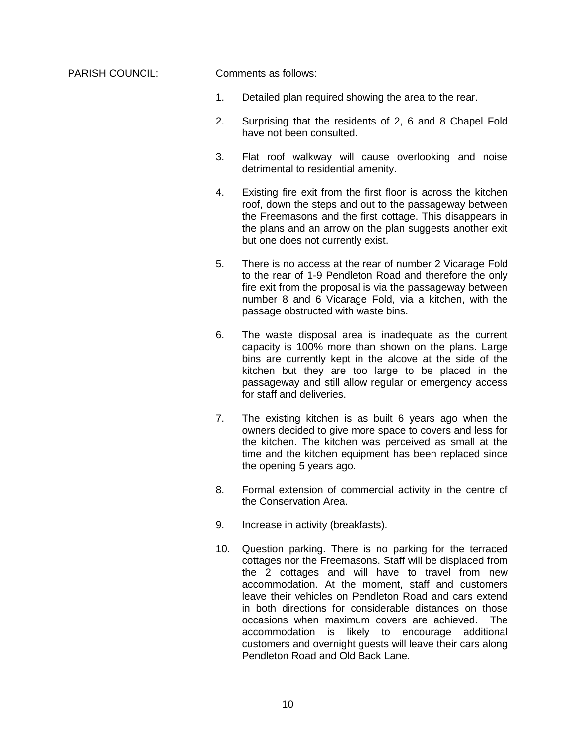PARISH COUNCIL: Comments as follows:

1. Detailed plan required showing the area to the rear.

2. Surprising that the residents of 2, 6 and 8 Chapel Fold have not been consulted.

3. Flat roof walkway will cause overlooking and noise detrimental to residential amenity.

4. Existing fire exit from the first floor is across the kitchen roof, down the steps and out to the passageway between the Freemasons and the first cottage. This disappears in the plans and an arrow on the plan suggests another exit but one does not currently exist.

5. There is no access at the rear of number 2 Vicarage Fold to the rear of 1-9 Pendleton Road and therefore the only fire exit from the proposal is via the passageway between number 8 and 6 Vicarage Fold, via a kitchen, with the passage obstructed with waste bins.

6. The waste disposal area is inadequate as the current capacity is 100% more than shown on the plans. Large bins are currently kept in the alcove at the side of the kitchen but they are too large to be placed in the passageway and still allow regular or emergency access for staff and deliveries.

7. The existing kitchen is as built 6 years ago when the owners decided to give more space to covers and less for the kitchen. The kitchen was perceived as small at the time and the kitchen equipment has been replaced since the opening 5 years ago.

8. Formal extension of commercial activity in the centre of the Conservation Area.

9. Increase in activity (breakfasts).

10. Question parking. There is no parking for the terraced cottages nor the Freemasons. Staff will be displaced from the 2 cottages and will have to travel from new accommodation. At the moment, staff and customers leave their vehicles on Pendleton Road and cars extend in both directions for considerable distances on those occasions when maximum covers are achieved. The accommodation is likely to encourage additional customers and overnight guests will leave their cars along Pendleton Road and Old Back Lane.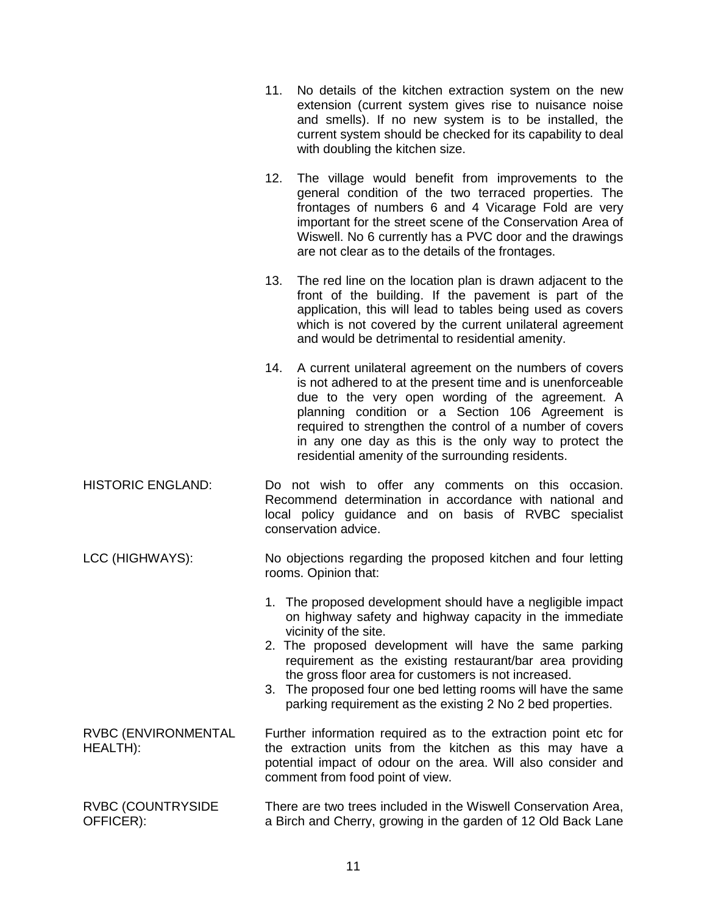11. No details of the kitchen extraction system on the new extension (current system gives rise to nuisance noise and smells). If no new system is to be installed, the current system should be checked for its capability to deal with doubling the kitchen size.

12. The village would benefit from improvements to the general condition of the two terraced properties. The frontages of numbers 6 and 4 Vicarage Fold are very important for the street scene of the Conservation Area of Wiswell. No 6 currently has a PVC door and the drawings are not clear as to the details of the frontages.

13. The red line on the location plan is drawn adjacent to the front of the building. If the pavement is part of the application, this will lead to tables being used as covers which is not covered by the current unilateral agreement and would be detrimental to residential amenity.

14. A current unilateral agreement on the numbers of covers is not adhered to at the present time and is unenforceable due to the very open wording of the agreement. A planning condition or a Section 106 Agreement is required to strengthen the control of a number of covers in any one day as this is the only way to protect the residential amenity of the surrounding residents.

HISTORIC ENGLAND: Do not wish to offer any comments on this occasion. Recommend determination in accordance with national and local policy guidance and on basis of RVBC specialist conservation advice.

LCC (HIGHWAYS): No objections regarding the proposed kitchen and four letting rooms. Opinion that:

1. The proposed development should have a negligible impact on highway safety and highway capacity in the immediate vicinity of the site.
2. The proposed development will have the same parking requirement as the existing restaurant/bar area providing the gross floor area for customers is not increased.
3. The proposed four one bed letting rooms will have the same parking requirement as the existing 2 No 2 bed properties.

RVBC (ENVIRONMENTAL HEALTH): Further information required as to the extraction point etc for the extraction units from the kitchen as this may have a potential impact of odour on the area. Will also consider and comment from food point of view.

RVBC (COUNTRYSIDE OFFICER): There are two trees included in the Wiswell Conservation Area, a Birch and Cherry, growing in the garden of 12 Old Back Lane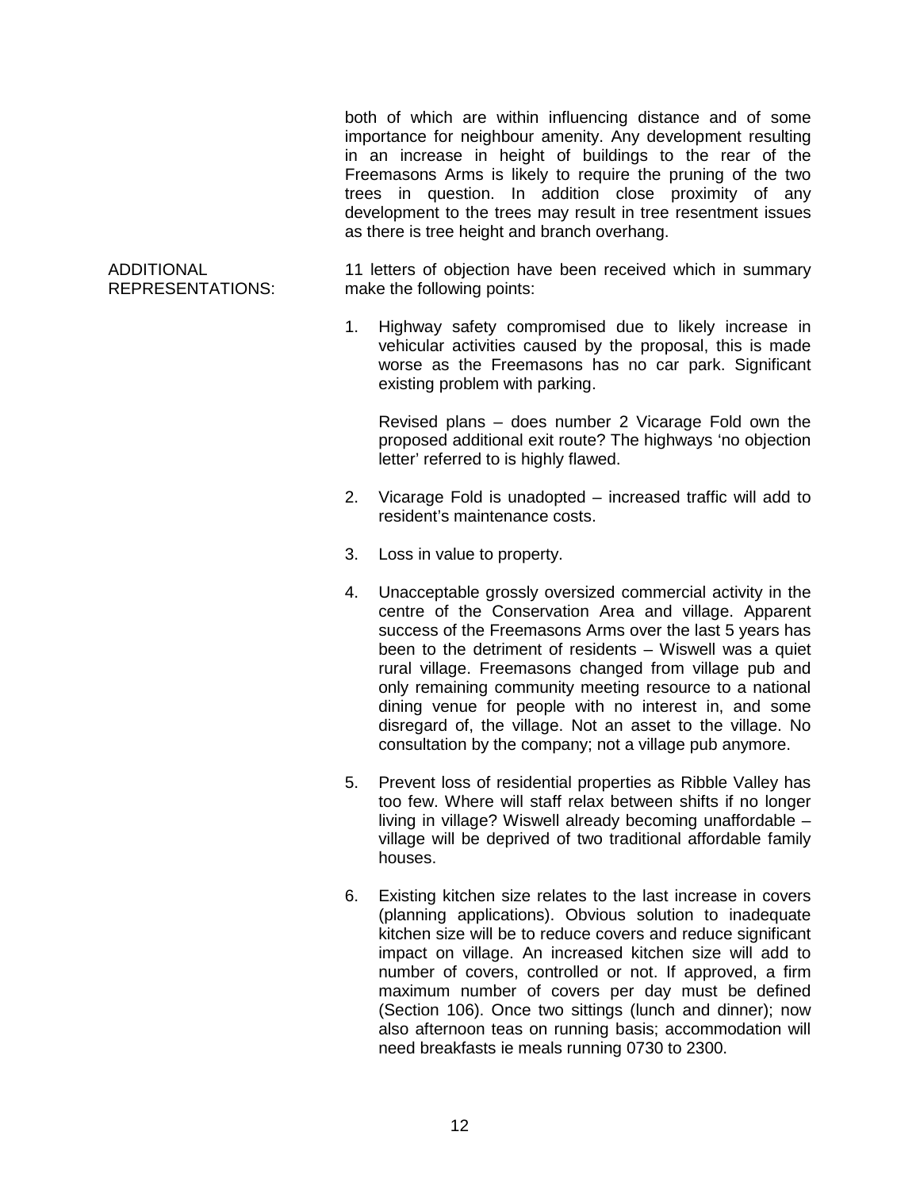both of which are within influencing distance and of some importance for neighbour amenity. Any development resulting in an increase in height of buildings to the rear of the Freemasons Arms is likely to require the pruning of the two trees in question. In addition close proximity of any development to the trees may result in tree resentment issues as there is tree height and branch overhang.

ADDITIONAL REPRESENTATIONS:

11 letters of objection have been received which in summary make the following points:

1. Highway safety compromised due to likely increase in vehicular activities caused by the proposal, this is made worse as the Freemasons has no car park. Significant existing problem with parking.

   Revised plans – does number 2 Vicarage Fold own the proposed additional exit route? The highways 'no objection letter' referred to is highly flawed.

2. Vicarage Fold is unadopted – increased traffic will add to resident's maintenance costs.

3. Loss in value to property.

4. Unacceptable grossly oversized commercial activity in the centre of the Conservation Area and village. Apparent success of the Freemasons Arms over the last 5 years has been to the detriment of residents – Wiswell was a quiet rural village. Freemasons changed from village pub and only remaining community meeting resource to a national dining venue for people with no interest in, and some disregard of, the village. Not an asset to the village. No consultation by the company; not a village pub anymore.

5. Prevent loss of residential properties as Ribble Valley has too few. Where will staff relax between shifts if no longer living in village? Wiswell already becoming unaffordable – village will be deprived of two traditional affordable family houses.

6. Existing kitchen size relates to the last increase in covers (planning applications). Obvious solution to inadequate kitchen size will be to reduce covers and reduce significant impact on village. An increased kitchen size will add to number of covers, controlled or not. If approved, a firm maximum number of covers per day must be defined (Section 106). Once two sittings (lunch and dinner); now also afternoon teas on running basis; accommodation will need breakfasts ie meals running 0730 to 2300.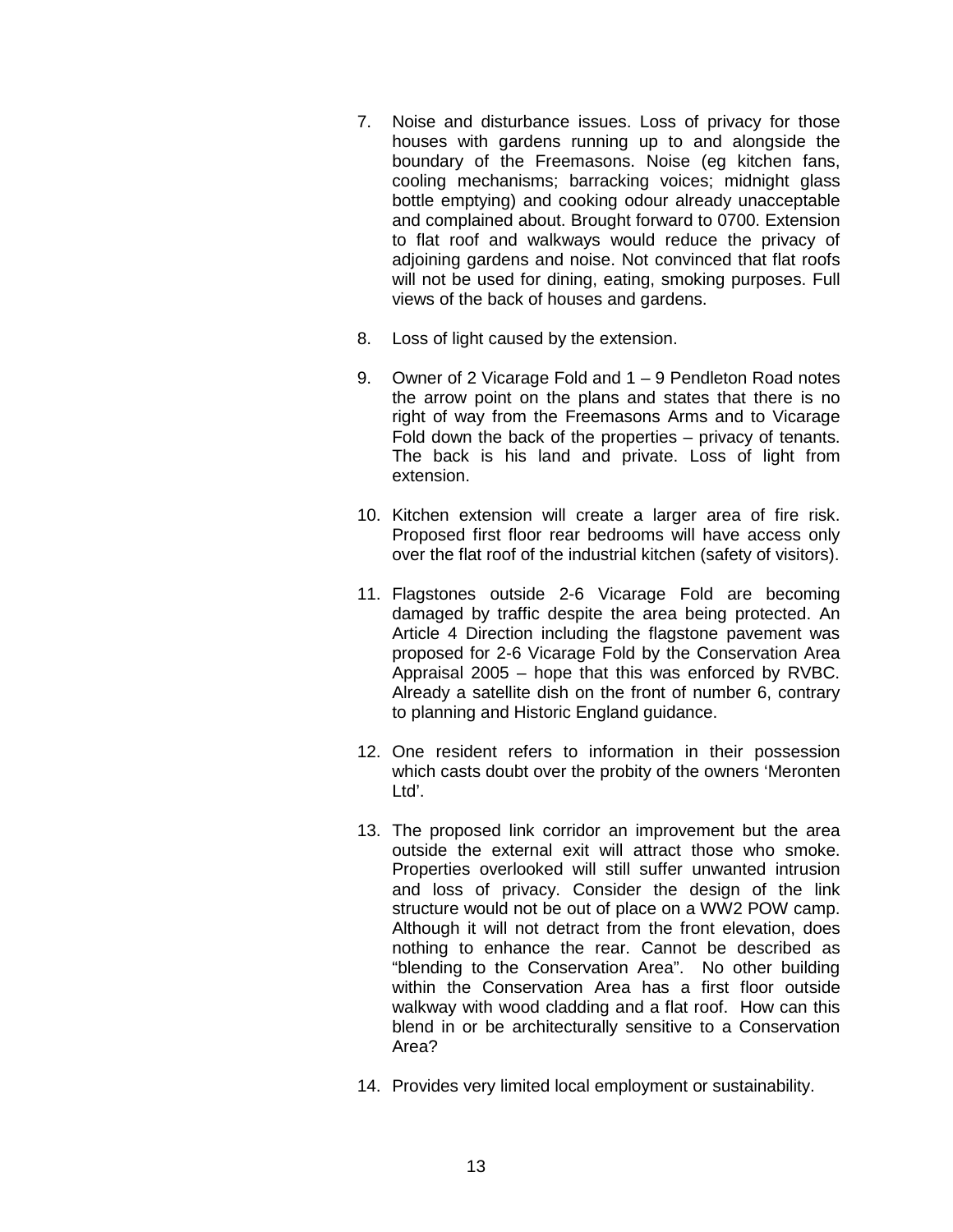7. Noise and disturbance issues. Loss of privacy for those houses with gardens running up to and alongside the boundary of the Freemasons. Noise (eg kitchen fans, cooling mechanisms; barracking voices; midnight glass bottle emptying) and cooking odour already unacceptable and complained about. Brought forward to 0700. Extension to flat roof and walkways would reduce the privacy of adjoining gardens and noise. Not convinced that flat roofs will not be used for dining, eating, smoking purposes. Full views of the back of houses and gardens.

8. Loss of light caused by the extension.

9. Owner of 2 Vicarage Fold and 1 – 9 Pendleton Road notes the arrow point on the plans and states that there is no right of way from the Freemasons Arms and to Vicarage Fold down the back of the properties – privacy of tenants. The back is his land and private. Loss of light from extension.

10. Kitchen extension will create a larger area of fire risk. Proposed first floor rear bedrooms will have access only over the flat roof of the industrial kitchen (safety of visitors).

11. Flagstones outside 2-6 Vicarage Fold are becoming damaged by traffic despite the area being protected. An Article 4 Direction including the flagstone pavement was proposed for 2-6 Vicarage Fold by the Conservation Area Appraisal 2005 – hope that this was enforced by RVBC. Already a satellite dish on the front of number 6, contrary to planning and Historic England guidance.

12. One resident refers to information in their possession which casts doubt over the probity of the owners 'Meronten Ltd'.

13. The proposed link corridor an improvement but the area outside the external exit will attract those who smoke. Properties overlooked will still suffer unwanted intrusion and loss of privacy. Consider the design of the link structure would not be out of place on a WW2 POW camp. Although it will not detract from the front elevation, does nothing to enhance the rear. Cannot be described as "blending to the Conservation Area". No other building within the Conservation Area has a first floor outside walkway with wood cladding and a flat roof. How can this blend in or be architecturally sensitive to a Conservation Area?

14. Provides very limited local employment or sustainability.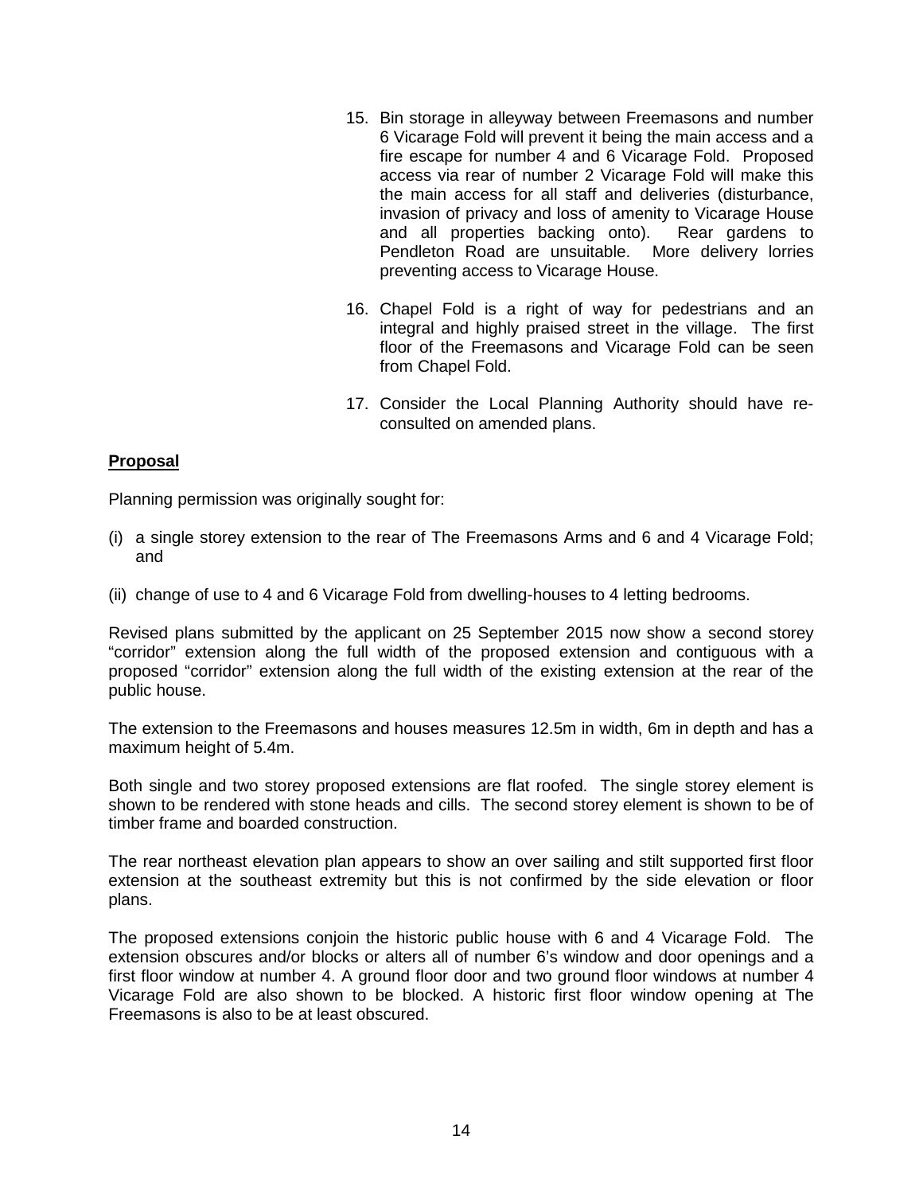15. Bin storage in alleyway between Freemasons and number 6 Vicarage Fold will prevent it being the main access and a fire escape for number 4 and 6 Vicarage Fold. Proposed access via rear of number 2 Vicarage Fold will make this the main access for all staff and deliveries (disturbance, invasion of privacy and loss of amenity to Vicarage House and all properties backing onto). Rear gardens to Pendleton Road are unsuitable. More delivery lorries preventing access to Vicarage House.

16. Chapel Fold is a right of way for pedestrians and an integral and highly praised street in the village. The first floor of the Freemasons and Vicarage Fold can be seen from Chapel Fold.

17. Consider the Local Planning Authority should have re-consulted on amended plans.

**Proposal**

Planning permission was originally sought for:

(i) a single storey extension to the rear of The Freemasons Arms and 6 and 4 Vicarage Fold; and

(ii) change of use to 4 and 6 Vicarage Fold from dwelling-houses to 4 letting bedrooms.

Revised plans submitted by the applicant on 25 September 2015 now show a second storey "corridor" extension along the full width of the proposed extension and contiguous with a proposed "corridor" extension along the full width of the existing extension at the rear of the public house.

The extension to the Freemasons and houses measures 12.5m in width, 6m in depth and has a maximum height of 5.4m.

Both single and two storey proposed extensions are flat roofed. The single storey element is shown to be rendered with stone heads and cills. The second storey element is shown to be of timber frame and boarded construction.

The rear northeast elevation plan appears to show an over sailing and stilt supported first floor extension at the southeast extremity but this is not confirmed by the side elevation or floor plans.

The proposed extensions conjoin the historic public house with 6 and 4 Vicarage Fold. The extension obscures and/or blocks or alters all of number 6's window and door openings and a first floor window at number 4. A ground floor door and two ground floor windows at number 4 Vicarage Fold are also shown to be blocked. A historic first floor window opening at The Freemasons is also to be at least obscured.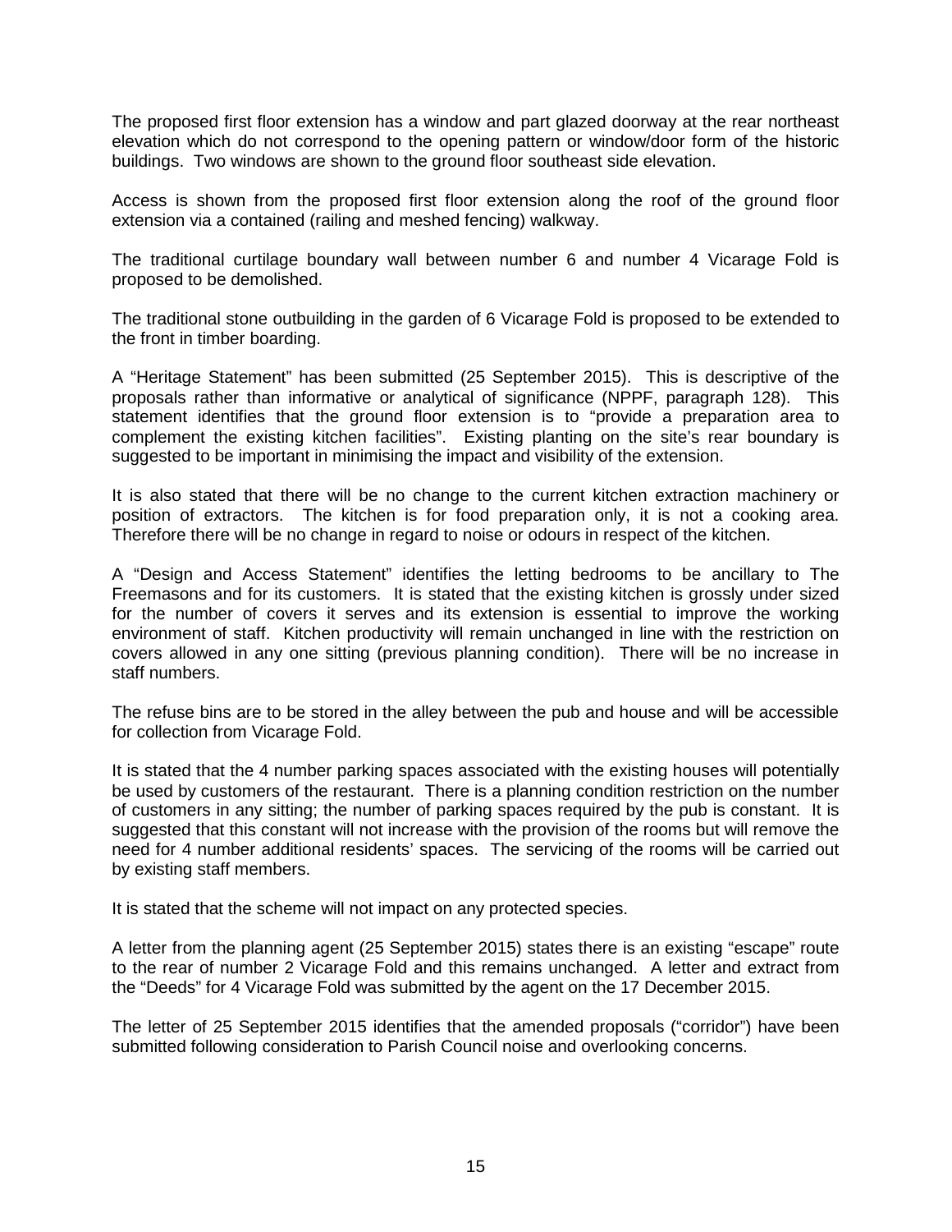The proposed first floor extension has a window and part glazed doorway at the rear northeast elevation which do not correspond to the opening pattern or window/door form of the historic buildings. Two windows are shown to the ground floor southeast side elevation.

Access is shown from the proposed first floor extension along the roof of the ground floor extension via a contained (railing and meshed fencing) walkway.

The traditional curtilage boundary wall between number 6 and number 4 Vicarage Fold is proposed to be demolished.

The traditional stone outbuilding in the garden of 6 Vicarage Fold is proposed to be extended to the front in timber boarding.

A "Heritage Statement" has been submitted (25 September 2015). This is descriptive of the proposals rather than informative or analytical of significance (NPPF, paragraph 128). This statement identifies that the ground floor extension is to "provide a preparation area to complement the existing kitchen facilities". Existing planting on the site's rear boundary is suggested to be important in minimising the impact and visibility of the extension.

It is also stated that there will be no change to the current kitchen extraction machinery or position of extractors. The kitchen is for food preparation only, it is not a cooking area. Therefore there will be no change in regard to noise or odours in respect of the kitchen.

A "Design and Access Statement" identifies the letting bedrooms to be ancillary to The Freemasons and for its customers. It is stated that the existing kitchen is grossly under sized for the number of covers it serves and its extension is essential to improve the working environment of staff. Kitchen productivity will remain unchanged in line with the restriction on covers allowed in any one sitting (previous planning condition). There will be no increase in staff numbers.

The refuse bins are to be stored in the alley between the pub and house and will be accessible for collection from Vicarage Fold.

It is stated that the 4 number parking spaces associated with the existing houses will potentially be used by customers of the restaurant. There is a planning condition restriction on the number of customers in any sitting; the number of parking spaces required by the pub is constant. It is suggested that this constant will not increase with the provision of the rooms but will remove the need for 4 number additional residents' spaces. The servicing of the rooms will be carried out by existing staff members.

It is stated that the scheme will not impact on any protected species.

A letter from the planning agent (25 September 2015) states there is an existing "escape" route to the rear of number 2 Vicarage Fold and this remains unchanged. A letter and extract from the "Deeds" for 4 Vicarage Fold was submitted by the agent on the 17 December 2015.

The letter of 25 September 2015 identifies that the amended proposals ("corridor") have been submitted following consideration to Parish Council noise and overlooking concerns.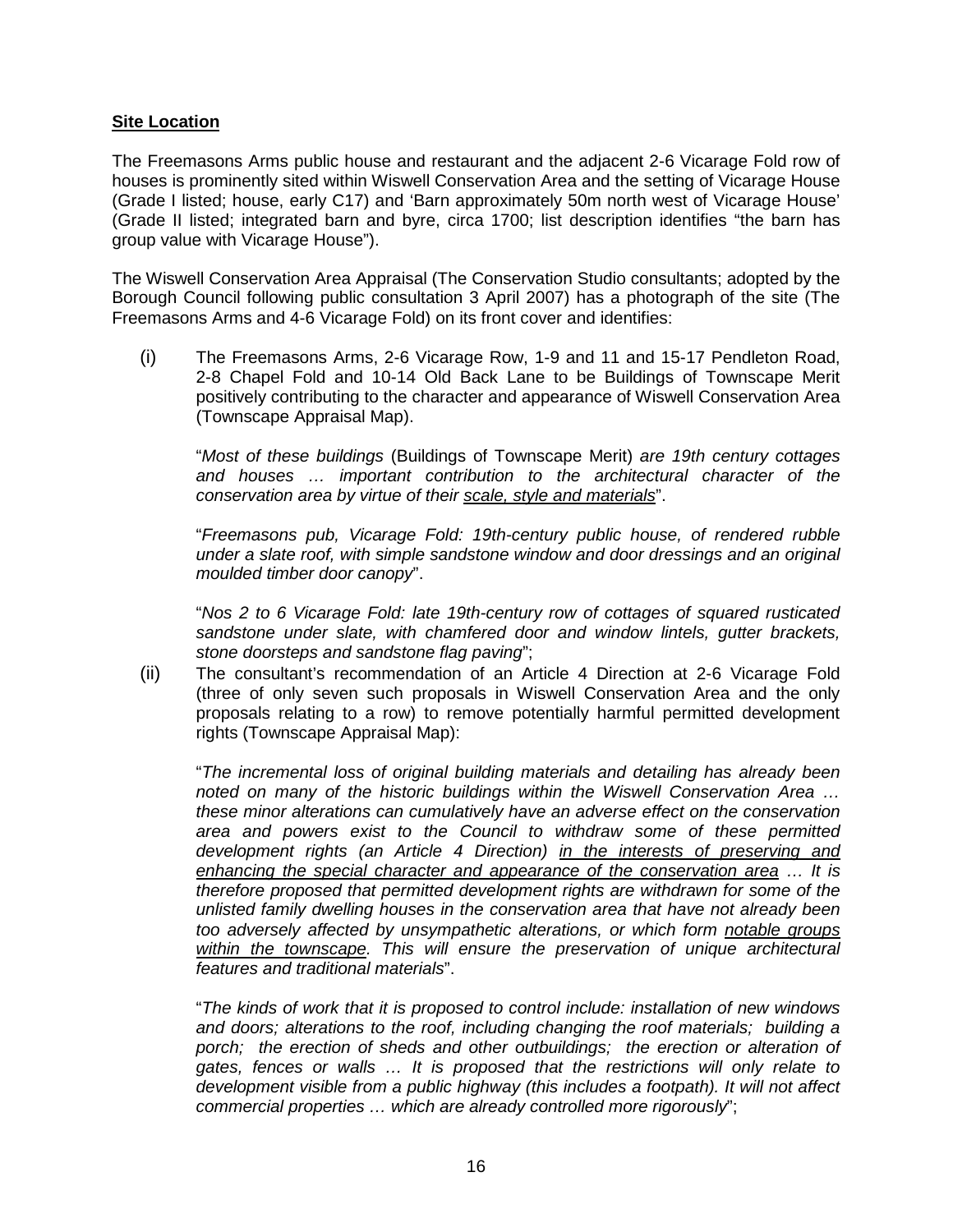**<u>Site Location</u>**

The Freemasons Arms public house and restaurant and the adjacent 2-6 Vicarage Fold row of houses is prominently sited within Wiswell Conservation Area and the setting of Vicarage House (Grade I listed; house, early C17) and 'Barn approximately 50m north west of Vicarage House' (Grade II listed; integrated barn and byre, circa 1700; list description identifies "the barn has group value with Vicarage House").

The Wiswell Conservation Area Appraisal (The Conservation Studio consultants; adopted by the Borough Council following public consultation 3 April 2007) has a photograph of the site (The Freemasons Arms and 4-6 Vicarage Fold) on its front cover and identifies:

(i) The Freemasons Arms, 2-6 Vicarage Row, 1-9 and 11 and 15-17 Pendleton Road, 2-8 Chapel Fold and 10-14 Old Back Lane to be Buildings of Townscape Merit positively contributing to the character and appearance of Wiswell Conservation Area (Townscape Appraisal Map).

"*Most of these buildings* (Buildings of Townscape Merit) *are 19th century cottages and houses … important contribution to the architectural character of the conservation area by virtue of their <u>scale, style and materials</u>*".

"*Freemasons pub, Vicarage Fold: 19th-century public house, of rendered rubble under a slate roof, with simple sandstone window and door dressings and an original moulded timber door canopy*".

"*Nos 2 to 6 Vicarage Fold: late 19th-century row of cottages of squared rusticated sandstone under slate, with chamfered door and window lintels, gutter brackets, stone doorsteps and sandstone flag paving*";

(ii) The consultant's recommendation of an Article 4 Direction at 2-6 Vicarage Fold (three of only seven such proposals in Wiswell Conservation Area and the only proposals relating to a row) to remove potentially harmful permitted development rights (Townscape Appraisal Map):

"*The incremental loss of original building materials and detailing has already been noted on many of the historic buildings within the Wiswell Conservation Area … these minor alterations can cumulatively have an adverse effect on the conservation area and powers exist to the Council to withdraw some of these permitted development rights (an Article 4 Direction) <u>in the interests of preserving and enhancing the special character and appearance of the conservation area</u> … It is therefore proposed that permitted development rights are withdrawn for some of the unlisted family dwelling houses in the conservation area that have not already been too adversely affected by unsympathetic alterations, or which form <u>notable groups within the townscape</u>. This will ensure the preservation of unique architectural features and traditional materials*".

"*The kinds of work that it is proposed to control include: installation of new windows and doors; alterations to the roof, including changing the roof materials; building a porch; the erection of sheds and other outbuildings; the erection or alteration of gates, fences or walls … It is proposed that the restrictions will only relate to development visible from a public highway (this includes a footpath). It will not affect commercial properties … which are already controlled more rigorously*";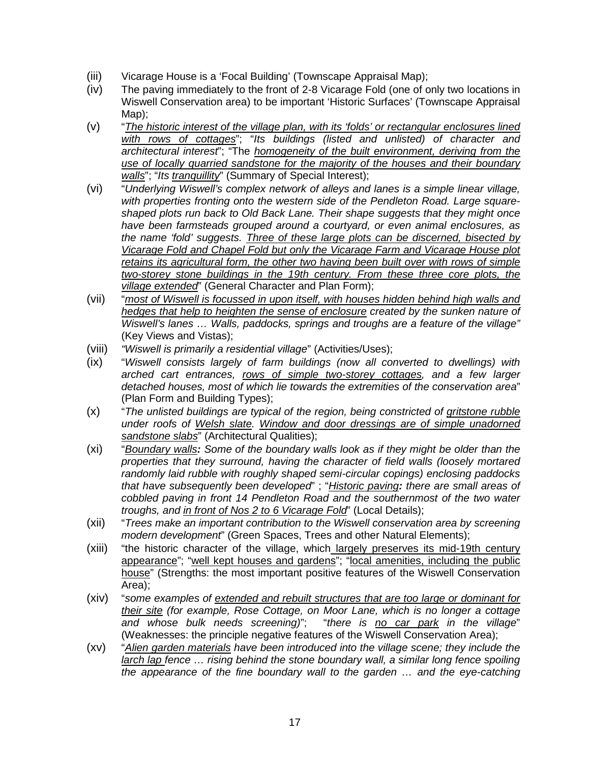(iii) Vicarage House is a 'Focal Building' (Townscape Appraisal Map);

(iv) The paving immediately to the front of 2-8 Vicarage Fold (one of only two locations in Wiswell Conservation area) to be important 'Historic Surfaces' (Townscape Appraisal Map);

(v) "<u>*The historic interest of the village plan, with its 'folds' or rectangular enclosures lined with rows of cottages*</u>"; "*Its buildings (listed and unlisted) of character and architectural interest*"; "The <u>*homogeneity of the built environment, deriving from the use of locally quarried sandstone for the majority of the houses and their boundary walls*</u>"; "*Its <u>tranquillity</u>*" (Summary of Special Interest);

(vi) "*Underlying Wiswell's complex network of alleys and lanes is a simple linear village, with properties fronting onto the western side of the Pendleton Road. Large square-shaped plots run back to Old Back Lane. Their shape suggests that they might once have been farmsteads grouped around a courtyard, or even animal enclosures, as the name 'fold' suggests. <u>Three of these large plots can be discerned, bisected by Vicarage Fold and Chapel Fold but only the Vicarage Farm and Vicarage House plot retains its agricultural form, the other two having been built over with rows of simple two-storey stone buildings in the 19th century. From these three core plots, the village extended</u>*" (General Character and Plan Form);

(vii) "<u>*most of Wiswell is focussed in upon itself, with houses hidden behind high walls and hedges that help to heighten the sense of enclosure*</u> *created by the sunken nature of Wiswell's lanes … Walls, paddocks, springs and troughs are a feature of the village"* (Key Views and Vistas);

(viii) *"Wiswell is primarily a residential village*" (Activities/Uses);

(ix) "*Wiswell consists largely of farm buildings (now all converted to dwellings) with arched cart entrances, <u>rows of simple two-storey cottages</u>, and a few larger detached houses, most of which lie towards the extremities of the conservation area*" (Plan Form and Building Types);

(x) "*The unlisted buildings are typical of the region, being constricted of <u>gritstone rubble</u> under roofs of <u>Welsh slate</u>. <u>Window and door dressings are of simple unadorned sandstone slabs</u>*" (Architectural Qualities);

(xi) "<u>*Boundary walls*</u>***:*** *Some of the boundary walls look as if they might be older than the properties that they surround, having the character of field walls (loosely mortared randomly laid rubble with roughly shaped semi-circular copings) enclosing paddocks that have subsequently been developed*" ; "<u>*Historic paving*</u>***:*** *there are small areas of cobbled paving in front 14 Pendleton Road and the southernmost of the two water troughs, and <u>in front of Nos 2 to 6 Vicarage Fold</u>*" (Local Details);

(xii) "*Trees make an important contribution to the Wiswell conservation area by screening modern development*" (Green Spaces, Trees and other Natural Elements);

(xiii) "the historic character of the village, which <u>largely preserves its mid-19th century appearance</u>"; "<u>well kept houses and gardens</u>"; "<u>local amenities, including the public house</u>" (Strengths: the most important positive features of the Wiswell Conservation Area);

(xiv) "*some examples of <u>extended and rebuilt structures that are too large or dominant for their site</u> (for example, Rose Cottage, on Moor Lane, which is no longer a cottage and whose bulk needs screening)*"; "*there is <u>no car park</u> in the village*" (Weaknesses: the principle negative features of the Wiswell Conservation Area);

(xv) "<u>*Alien garden materials*</u> *have been introduced into the village scene; they include the <u>larch lap</u> fence … rising behind the stone boundary wall, a similar long fence spoiling the appearance of the fine boundary wall to the garden … and the eye-catching*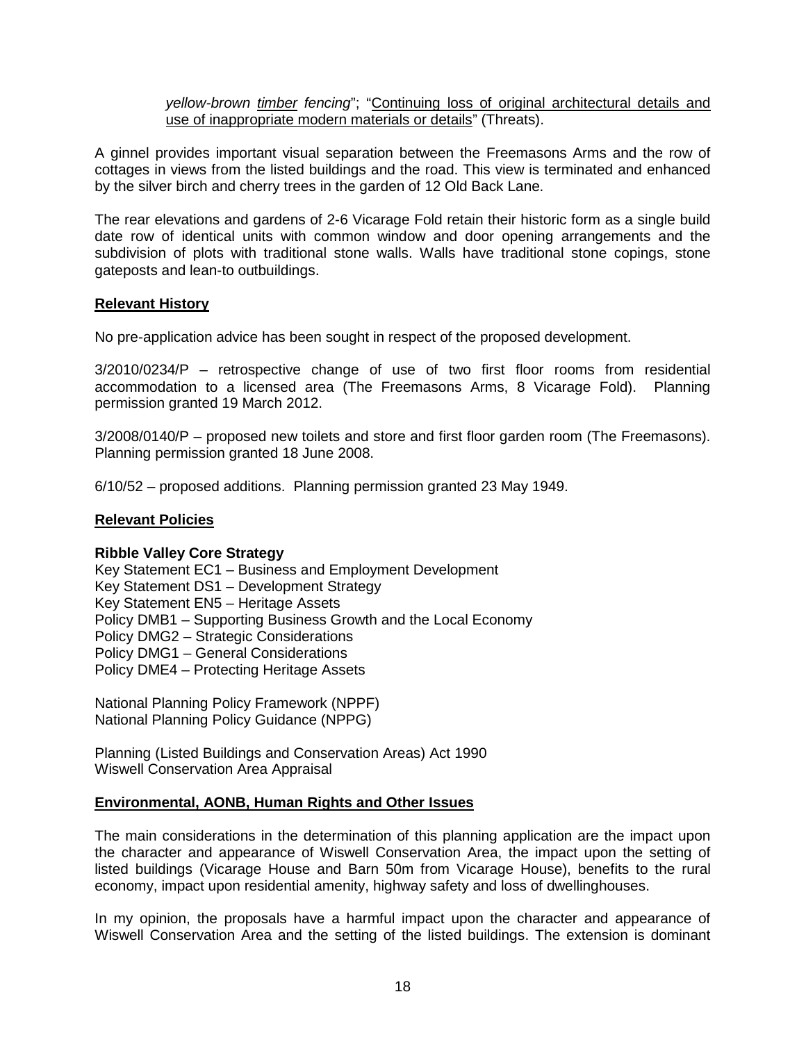*yellow-brown timber fencing*"; "Continuing loss of original architectural details and use of inappropriate modern materials or details" (Threats).

A ginnel provides important visual separation between the Freemasons Arms and the row of cottages in views from the listed buildings and the road. This view is terminated and enhanced by the silver birch and cherry trees in the garden of 12 Old Back Lane.

The rear elevations and gardens of 2-6 Vicarage Fold retain their historic form as a single build date row of identical units with common window and door opening arrangements and the subdivision of plots with traditional stone walls. Walls have traditional stone copings, stone gateposts and lean-to outbuildings.

## Relevant History

No pre-application advice has been sought in respect of the proposed development.

3/2010/0234/P – retrospective change of use of two first floor rooms from residential accommodation to a licensed area (The Freemasons Arms, 8 Vicarage Fold). Planning permission granted 19 March 2012.

3/2008/0140/P – proposed new toilets and store and first floor garden room (The Freemasons). Planning permission granted 18 June 2008.

6/10/52 – proposed additions. Planning permission granted 23 May 1949.

## Relevant Policies

**Ribble Valley Core Strategy**
Key Statement EC1 – Business and Employment Development
Key Statement DS1 – Development Strategy
Key Statement EN5 – Heritage Assets
Policy DMB1 – Supporting Business Growth and the Local Economy
Policy DMG2 – Strategic Considerations
Policy DMG1 – General Considerations
Policy DME4 – Protecting Heritage Assets

National Planning Policy Framework (NPPF)
National Planning Policy Guidance (NPPG)

Planning (Listed Buildings and Conservation Areas) Act 1990
Wiswell Conservation Area Appraisal

## Environmental, AONB, Human Rights and Other Issues

The main considerations in the determination of this planning application are the impact upon the character and appearance of Wiswell Conservation Area, the impact upon the setting of listed buildings (Vicarage House and Barn 50m from Vicarage House), benefits to the rural economy, impact upon residential amenity, highway safety and loss of dwellinghouses.

In my opinion, the proposals have a harmful impact upon the character and appearance of Wiswell Conservation Area and the setting of the listed buildings. The extension is dominant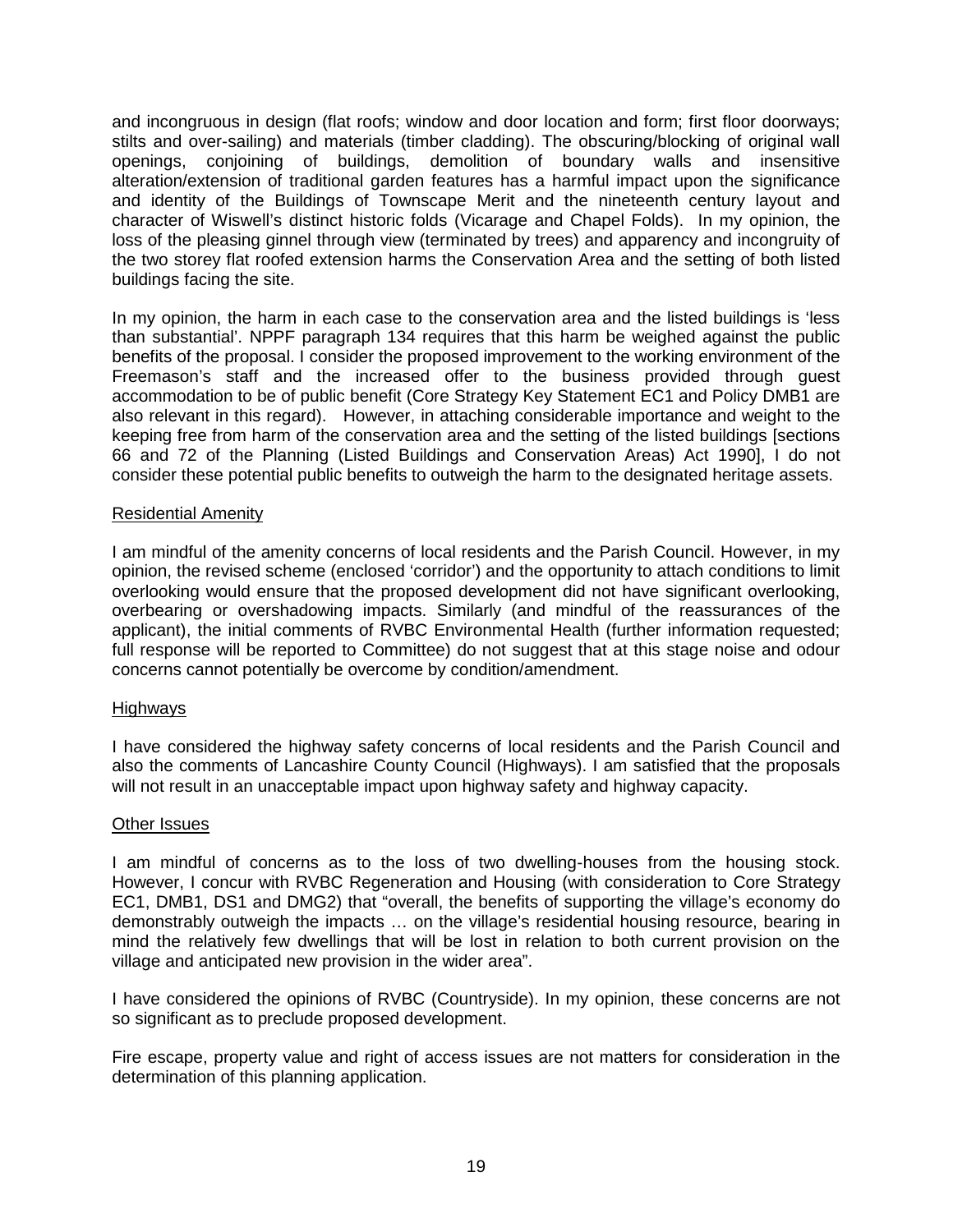and incongruous in design (flat roofs; window and door location and form; first floor doorways; stilts and over-sailing) and materials (timber cladding). The obscuring/blocking of original wall openings, conjoining of buildings, demolition of boundary walls and insensitive alteration/extension of traditional garden features has a harmful impact upon the significance and identity of the Buildings of Townscape Merit and the nineteenth century layout and character of Wiswell's distinct historic folds (Vicarage and Chapel Folds). In my opinion, the loss of the pleasing ginnel through view (terminated by trees) and apparency and incongruity of the two storey flat roofed extension harms the Conservation Area and the setting of both listed buildings facing the site.

In my opinion, the harm in each case to the conservation area and the listed buildings is 'less than substantial'. NPPF paragraph 134 requires that this harm be weighed against the public benefits of the proposal. I consider the proposed improvement to the working environment of the Freemason's staff and the increased offer to the business provided through guest accommodation to be of public benefit (Core Strategy Key Statement EC1 and Policy DMB1 are also relevant in this regard). However, in attaching considerable importance and weight to the keeping free from harm of the conservation area and the setting of the listed buildings [sections 66 and 72 of the Planning (Listed Buildings and Conservation Areas) Act 1990], I do not consider these potential public benefits to outweigh the harm to the designated heritage assets.

<u>Residential Amenity</u>

I am mindful of the amenity concerns of local residents and the Parish Council. However, in my opinion, the revised scheme (enclosed 'corridor') and the opportunity to attach conditions to limit overlooking would ensure that the proposed development did not have significant overlooking, overbearing or overshadowing impacts. Similarly (and mindful of the reassurances of the applicant), the initial comments of RVBC Environmental Health (further information requested; full response will be reported to Committee) do not suggest that at this stage noise and odour concerns cannot potentially be overcome by condition/amendment.

<u>Highways</u>

I have considered the highway safety concerns of local residents and the Parish Council and also the comments of Lancashire County Council (Highways). I am satisfied that the proposals will not result in an unacceptable impact upon highway safety and highway capacity.

<u>Other Issues</u>

I am mindful of concerns as to the loss of two dwelling-houses from the housing stock. However, I concur with RVBC Regeneration and Housing (with consideration to Core Strategy EC1, DMB1, DS1 and DMG2) that "overall, the benefits of supporting the village's economy do demonstrably outweigh the impacts … on the village's residential housing resource, bearing in mind the relatively few dwellings that will be lost in relation to both current provision on the village and anticipated new provision in the wider area".

I have considered the opinions of RVBC (Countryside). In my opinion, these concerns are not so significant as to preclude proposed development.

Fire escape, property value and right of access issues are not matters for consideration in the determination of this planning application.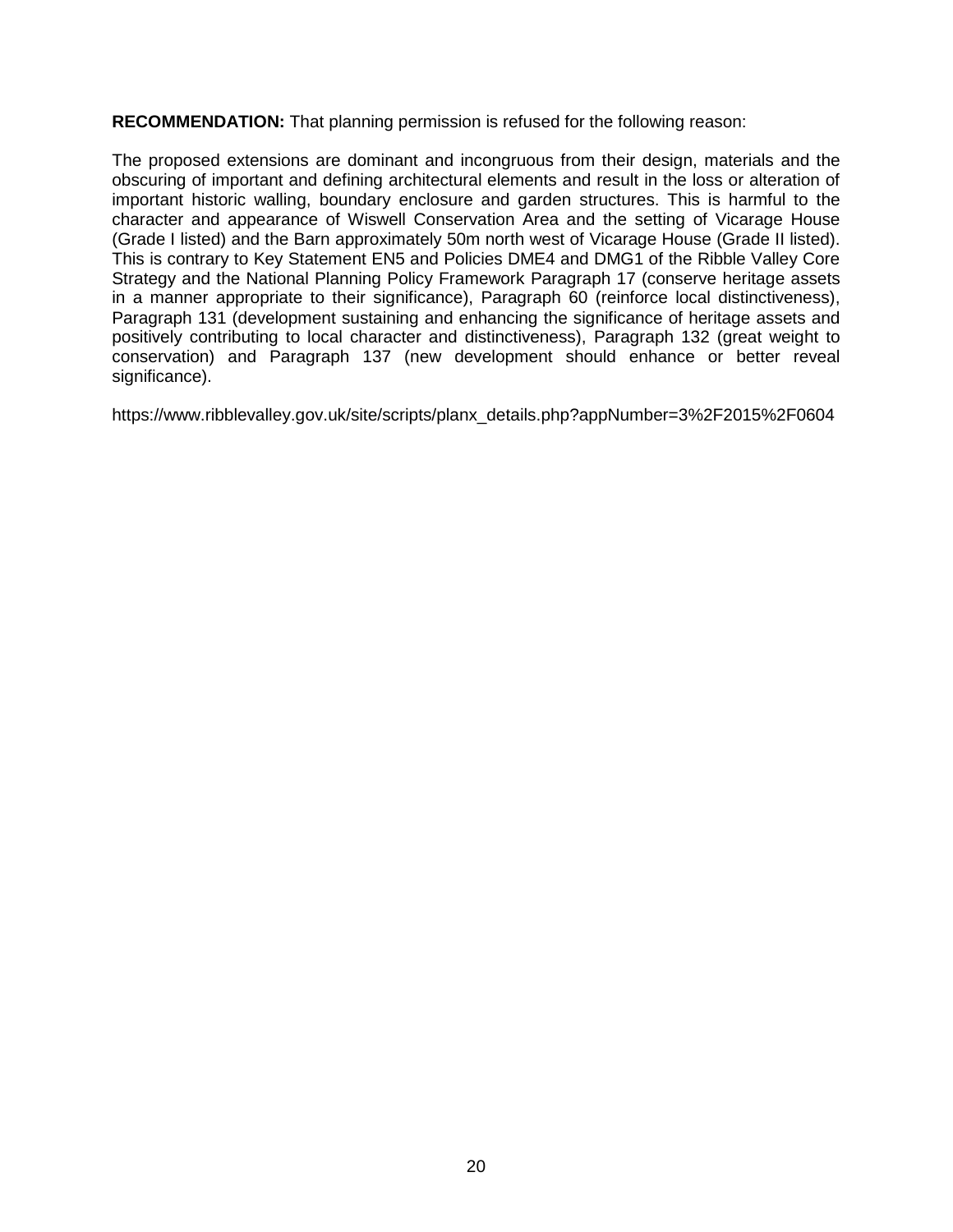**RECOMMENDATION:** That planning permission is refused for the following reason:

The proposed extensions are dominant and incongruous from their design, materials and the obscuring of important and defining architectural elements and result in the loss or alteration of important historic walling, boundary enclosure and garden structures. This is harmful to the character and appearance of Wiswell Conservation Area and the setting of Vicarage House (Grade I listed) and the Barn approximately 50m north west of Vicarage House (Grade II listed). This is contrary to Key Statement EN5 and Policies DME4 and DMG1 of the Ribble Valley Core Strategy and the National Planning Policy Framework Paragraph 17 (conserve heritage assets in a manner appropriate to their significance), Paragraph 60 (reinforce local distinctiveness), Paragraph 131 (development sustaining and enhancing the significance of heritage assets and positively contributing to local character and distinctiveness), Paragraph 132 (great weight to conservation) and Paragraph 137 (new development should enhance or better reveal significance).

https://www.ribblevalley.gov.uk/site/scripts/planx_details.php?appNumber=3%2F2015%2F0604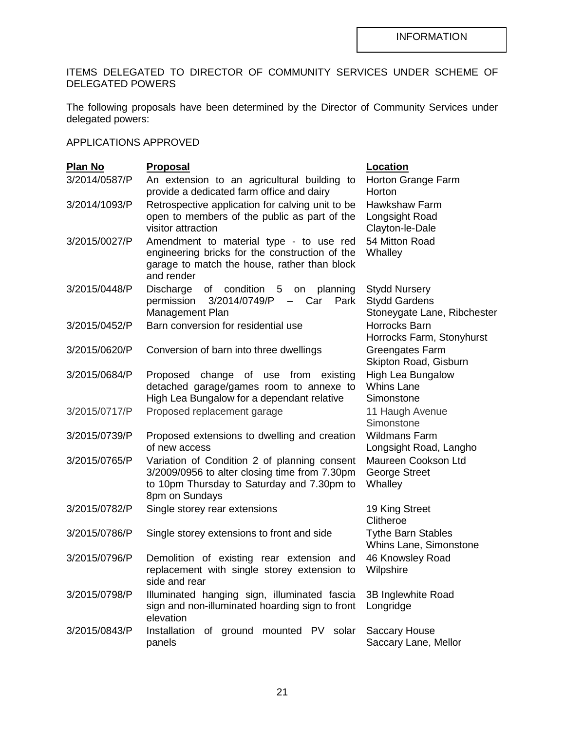INFORMATION

ITEMS DELEGATED TO DIRECTOR OF COMMUNITY SERVICES UNDER SCHEME OF DELEGATED POWERS

The following proposals have been determined by the Director of Community Services under delegated powers:

APPLICATIONS APPROVED

| Plan No | Proposal | Location |
|---|---|---|
| 3/2014/0587/P | An extension to an agricultural building to provide a dedicated farm office and dairy | Horton Grange Farm Horton |
| 3/2014/1093/P | Retrospective application for calving unit to be open to members of the public as part of the visitor attraction | Hawkshaw Farm Longsight Road Clayton-le-Dale |
| 3/2015/0027/P | Amendment to material type - to use red engineering bricks for the construction of the garage to match the house, rather than block and render | 54 Mitton Road Whalley |
| 3/2015/0448/P | Discharge of condition 5 on planning permission 3/2014/0749/P – Car Park Management Plan | Stydd Nursery Stydd Gardens Stoneygate Lane, Ribchester |
| 3/2015/0452/P | Barn conversion for residential use | Horrocks Barn Horrocks Farm, Stonyhurst |
| 3/2015/0620/P | Conversion of barn into three dwellings | Greengates Farm Skipton Road, Gisburn |
| 3/2015/0684/P | Proposed change of use from existing detached garage/games room to annexe to High Lea Bungalow for a dependant relative | High Lea Bungalow Whins Lane Simonstone |
| 3/2015/0717/P | Proposed replacement garage | 11 Haugh Avenue Simonstone |
| 3/2015/0739/P | Proposed extensions to dwelling and creation of new access | Wildmans Farm Longsight Road, Langho |
| 3/2015/0765/P | Variation of Condition 2 of planning consent 3/2009/0956 to alter closing time from 7.30pm to 10pm Thursday to Saturday and 7.30pm to 8pm on Sundays | Maureen Cookson Ltd George Street Whalley |
| 3/2015/0782/P | Single storey rear extensions | 19 King Street Clitheroe |
| 3/2015/0786/P | Single storey extensions to front and side | Tythe Barn Stables Whins Lane, Simonstone |
| 3/2015/0796/P | Demolition of existing rear extension and replacement with single storey extension to side and rear | 46 Knowsley Road Wilpshire |
| 3/2015/0798/P | Illuminated hanging sign, illuminated fascia sign and non-illuminated hoarding sign to front elevation | 3B Inglewhite Road Longridge |
| 3/2015/0843/P | Installation of ground mounted PV solar panels | Saccary House Saccary Lane, Mellor |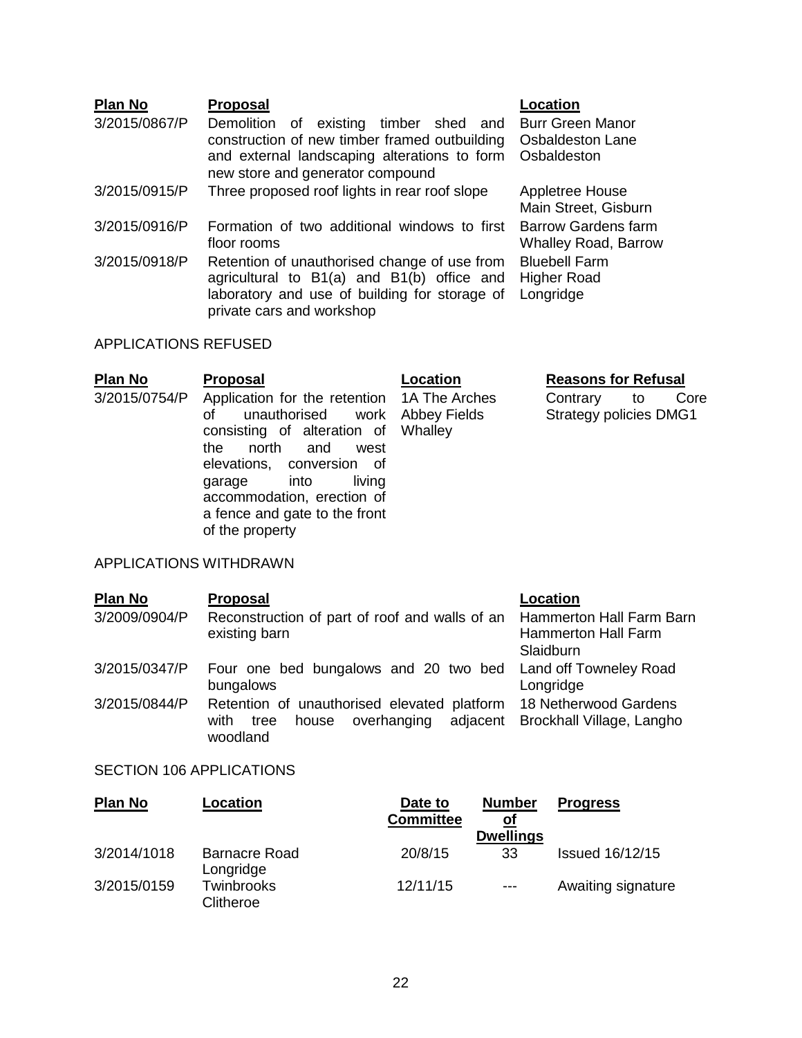| Plan No | Proposal | Location |
|---|---|---|
| 3/2015/0867/P | Demolition of existing timber shed and construction of new timber framed outbuilding and external landscaping alterations to form new store and generator compound | Burr Green Manor Osbaldeston Lane Osbaldeston |
| 3/2015/0915/P | Three proposed roof lights in rear roof slope | Appletree House Main Street, Gisburn |
| 3/2015/0916/P | Formation of two additional windows to first floor rooms | Barrow Gardens farm Whalley Road, Barrow |
| 3/2015/0918/P | Retention of unauthorised change of use from agricultural to B1(a) and B1(b) office and laboratory and use of building for storage of private cars and workshop | Bluebell Farm Higher Road Longridge |

APPLICATIONS REFUSED

| Plan No | Proposal | Location | Reasons for Refusal |
|---|---|---|---|
| 3/2015/0754/P | Application for the retention of unauthorised work consisting of alteration of the north and west elevations, conversion of garage into living accommodation, erection of a fence and gate to the front of the property | 1A The Arches Abbey Fields Whalley | Contrary to Core Strategy policies DMG1 |

APPLICATIONS WITHDRAWN

| Plan No | Proposal | Location |
|---|---|---|
| 3/2009/0904/P | Reconstruction of part of roof and walls of an existing barn | Hammerton Hall Farm Barn Hammerton Hall Farm Slaidburn |
| 3/2015/0347/P | Four one bed bungalows and 20 two bed bungalows | Land off Towneley Road Longridge |
| 3/2015/0844/P | Retention of unauthorised elevated platform with tree house overhanging adjacent woodland | 18 Netherwood Gardens Brockhall Village, Langho |

SECTION 106 APPLICATIONS

| Plan No | Location | Date to Committee | Number of Dwellings | Progress |
|---|---|---|---|---|
| 3/2014/1018 | Barnacre Road Longridge | 20/8/15 | 33 | Issued 16/12/15 |
| 3/2015/0159 | Twinbrooks Clitheroe | 12/11/15 | --- | Awaiting signature |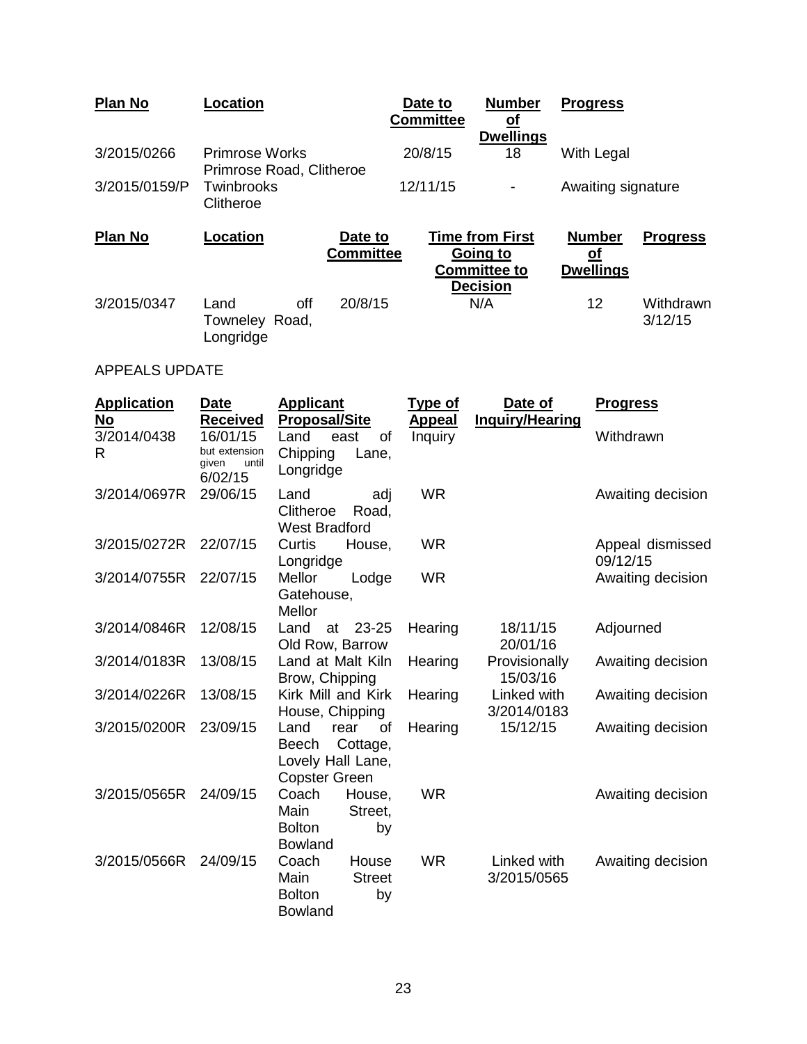| Plan No | Location | Date to Committee | Number of Dwellings | Progress |
|---|---|---|---|---|
| 3/2015/0266 | Primrose Works Primrose Road, Clitheroe | 20/8/15 | 18 | With Legal |
| 3/2015/0159/P | Twinbrooks Clitheroe | 12/11/15 | - | Awaiting signature |

| Plan No | Location | Date to Committee | Time from First Going to Committee to Decision | Number of Dwellings | Progress |
|---|---|---|---|---|---|
| 3/2015/0347 | Land off Towneley Road, Longridge | 20/8/15 | N/A | 12 | Withdrawn 3/12/15 |

APPEALS UPDATE

| Application No | Date Received | Applicant Proposal/Site | Type of Appeal | Date of Inquiry/Hearing | Progress |
|---|---|---|---|---|---|
| 3/2014/0438 R | 16/01/15 but extension given until 6/02/15 | Land east of Chipping Lane, Longridge | Inquiry | | Withdrawn |
| 3/2014/0697R | 29/06/15 | Land adj Clitheroe Road, West Bradford | WR | | Awaiting decision |
| 3/2015/0272R | 22/07/15 | Curtis House, Longridge | WR | | Appeal dismissed 09/12/15 |
| 3/2014/0755R | 22/07/15 | Mellor Lodge Gatehouse, Mellor | WR | | Awaiting decision |
| 3/2014/0846R | 12/08/15 | Land at 23-25 Old Row, Barrow | Hearing | 18/11/15 20/01/16 | Adjourned |
| 3/2014/0183R | 13/08/15 | Land at Malt Kiln Brow, Chipping | Hearing | Provisionally 15/03/16 | Awaiting decision |
| 3/2014/0226R | 13/08/15 | Kirk Mill and Kirk House, Chipping | Hearing | Linked with 3/2014/0183 | Awaiting decision |
| 3/2015/0200R | 23/09/15 | Land rear of Beech Cottage, Lovely Hall Lane, Copster Green | Hearing | 15/12/15 | Awaiting decision |
| 3/2015/0565R | 24/09/15 | Coach House, Main Street, Bolton by Bowland | WR | | Awaiting decision |
| 3/2015/0566R | 24/09/15 | Coach House Main Street Bolton by Bowland | WR | Linked with 3/2015/0565 | Awaiting decision |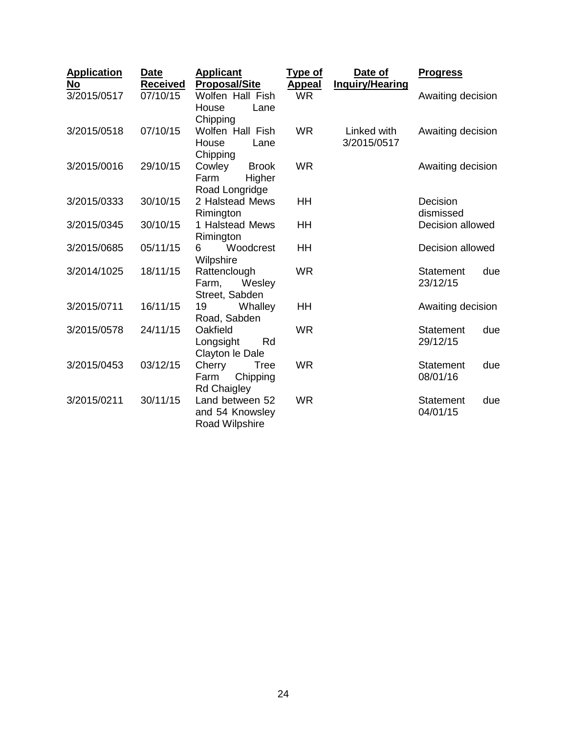| Application No | Date Received | Applicant Proposal/Site | Type of Appeal | Date of Inquiry/Hearing | Progress |
|---|---|---|---|---|---|
| 3/2015/0517 | 07/10/15 | Wolfen Hall Fish House Lane Chipping | WR | | Awaiting decision |
| 3/2015/0518 | 07/10/15 | Wolfen Hall Fish House Lane Chipping | WR | Linked with 3/2015/0517 | Awaiting decision |
| 3/2015/0016 | 29/10/15 | Cowley Brook Farm Higher Road Longridge | WR | | Awaiting decision |
| 3/2015/0333 | 30/10/15 | 2 Halstead Mews Rimington | HH | | Decision dismissed |
| 3/2015/0345 | 30/10/15 | 1 Halstead Mews Rimington | HH | | Decision allowed |
| 3/2015/0685 | 05/11/15 | 6 Woodcrest Wilpshire | HH | | Decision allowed |
| 3/2014/1025 | 18/11/15 | Rattenclough Farm, Wesley Street, Sabden | WR | | Statement due 23/12/15 |
| 3/2015/0711 | 16/11/15 | 19 Whalley Road, Sabden | HH | | Awaiting decision |
| 3/2015/0578 | 24/11/15 | Oakfield Longsight Rd Clayton le Dale | WR | | Statement due 29/12/15 |
| 3/2015/0453 | 03/12/15 | Cherry Tree Farm Chipping Rd Chaigley | WR | | Statement due 08/01/16 |
| 3/2015/0211 | 30/11/15 | Land between 52 and 54 Knowsley Road Wilpshire | WR | | Statement due 04/01/15 |